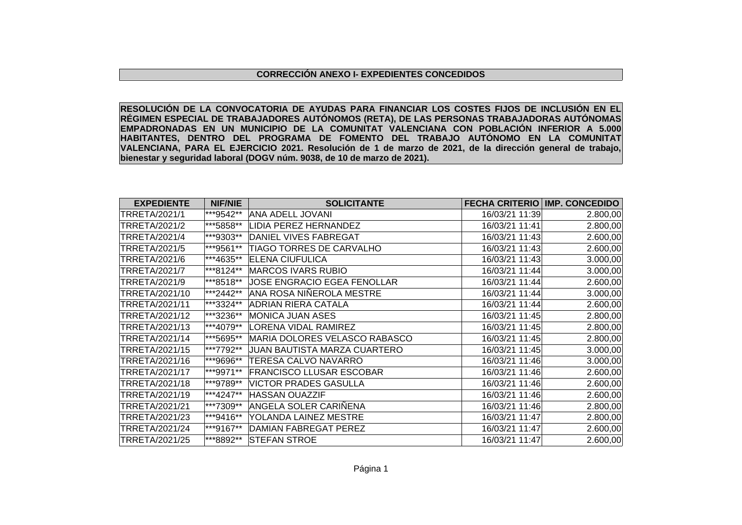## CORRECCIÓN ANEXO I- EXPEDIENTES CONCEDIDOS

**RESOLUCIÓN DE LA CONVOCATORIA DE AYUDAS PARA FINANCIAR LOS COSTES FIJOS DE INCLUSIÓN EN EL RÉGIMEN ESPECIAL DE TRABAJADORES AUTÓNOMOS (RETA), DE LAS PERSONAS TRABAJADORAS AUTÓNOMAS EMPADRONADAS EN UN MUNICIPIO DE LA COMUNITAT VALENCIANA CON POBLACIÓN INFERIOR A 5.000 HABITANTES, DENTRO DEL PROGRAMA DE FOMENTO DEL TRABAJO AUTÓNOMO EN LA COMUNITAT VALENCIANA, PARA EL EJERCICIO 2021. Resolución de 1 de marzo de 2021, de la dirección general de trabajo, bienestar y seguridad laboral (DOGV núm. 9038, de 10 de marzo de 2021).**

| EXPEDIENTE | NIF/NIE | SOLICITANTE | FECHA CRITERIO | IMP. CONCEDIDO |
|---|---|---|---|---|
| TRRETA/2021/1 | ***9542** | ANA ADELL JOVANI | 16/03/21 11:39 | 2.800,00 |
| TRRETA/2021/2 | ***5858** | LIDIA PEREZ HERNANDEZ | 16/03/21 11:41 | 2.800,00 |
| TRRETA/2021/4 | ***9303** | DANIEL VIVES FABREGAT | 16/03/21 11:43 | 2.600,00 |
| TRRETA/2021/5 | ***9561** | TIAGO TORRES DE CARVALHO | 16/03/21 11:43 | 2.600,00 |
| TRRETA/2021/6 | ***4635** | ELENA CIUFULICA | 16/03/21 11:43 | 3.000,00 |
| TRRETA/2021/7 | ***8124** | MARCOS IVARS RUBIO | 16/03/21 11:44 | 3.000,00 |
| TRRETA/2021/9 | ***8518** | JOSE ENGRACIO EGEA FENOLLAR | 16/03/21 11:44 | 2.600,00 |
| TRRETA/2021/10 | ***2442** | ANA ROSA NIÑEROLA MESTRE | 16/03/21 11:44 | 3.000,00 |
| TRRETA/2021/11 | ***3324** | ADRIAN RIERA CATALA | 16/03/21 11:44 | 2.600,00 |
| TRRETA/2021/12 | ***3236** | MONICA JUAN ASES | 16/03/21 11:45 | 2.800,00 |
| TRRETA/2021/13 | ***4079** | LORENA VIDAL RAMIREZ | 16/03/21 11:45 | 2.800,00 |
| TRRETA/2021/14 | ***5695** | MARIA DOLORES VELASCO RABASCO | 16/03/21 11:45 | 2.800,00 |
| TRRETA/2021/15 | ***7792** | JUAN BAUTISTA MARZA CUARTERO | 16/03/21 11:45 | 3.000,00 |
| TRRETA/2021/16 | ***9696** | TERESA CALVO NAVARRO | 16/03/21 11:46 | 3.000,00 |
| TRRETA/2021/17 | ***9971** | FRANCISCO LLUSAR ESCOBAR | 16/03/21 11:46 | 2.600,00 |
| TRRETA/2021/18 | ***9789** | VICTOR PRADES GASULLA | 16/03/21 11:46 | 2.600,00 |
| TRRETA/2021/19 | ***4247** | HASSAN OUAZZIF | 16/03/21 11:46 | 2.600,00 |
| TRRETA/2021/21 | ***7309** | ANGELA SOLER CARIÑENA | 16/03/21 11:46 | 2.800,00 |
| TRRETA/2021/23 | ***9416** | YOLANDA LAINEZ MESTRE | 16/03/21 11:47 | 2.800,00 |
| TRRETA/2021/24 | ***9167** | DAMIAN FABREGAT PEREZ | 16/03/21 11:47 | 2.600,00 |
| TRRETA/2021/25 | ***8892** | STEFAN STROE | 16/03/21 11:47 | 2.600,00 |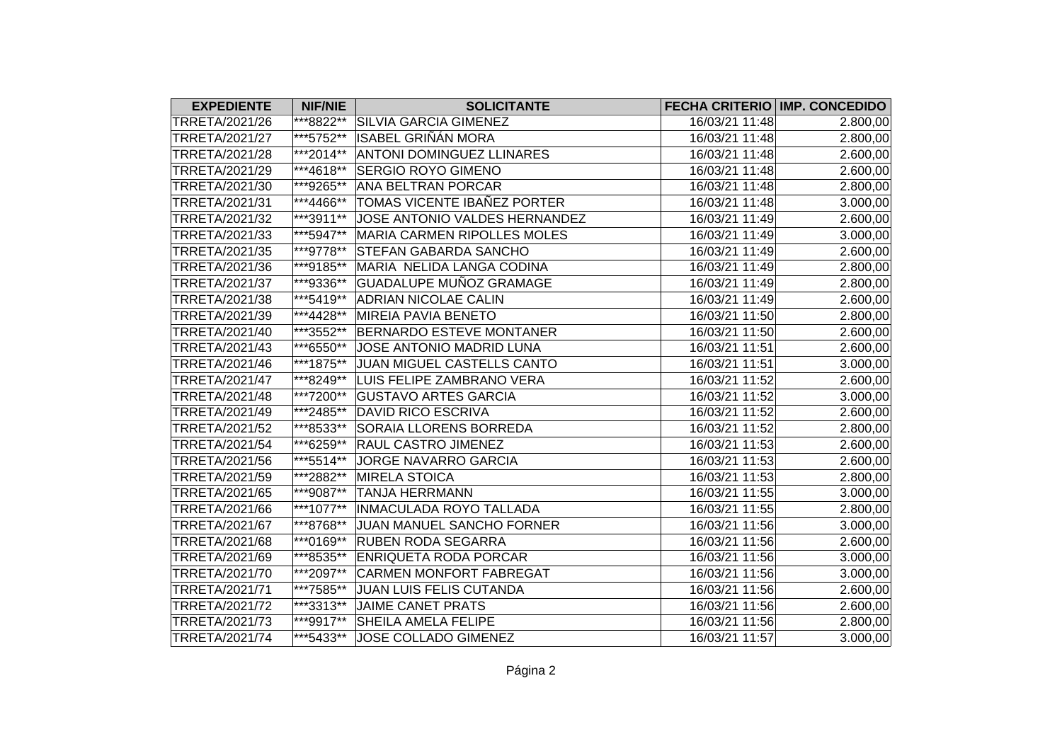| EXPEDIENTE | NIF/NIE | SOLICITANTE | FECHA CRITERIO | IMP. CONCEDIDO |
|---|---|---|---|---|
| TRRETA/2021/26 | ***8822** | SILVIA GARCIA GIMENEZ | 16/03/21 11:48 | 2.800,00 |
| TRRETA/2021/27 | ***5752** | ISABEL GRIÑÁN MORA | 16/03/21 11:48 | 2.800,00 |
| TRRETA/2021/28 | ***2014** | ANTONI DOMINGUEZ LLINARES | 16/03/21 11:48 | 2.600,00 |
| TRRETA/2021/29 | ***4618** | SERGIO ROYO GIMENO | 16/03/21 11:48 | 2.600,00 |
| TRRETA/2021/30 | ***9265** | ANA BELTRAN PORCAR | 16/03/21 11:48 | 2.800,00 |
| TRRETA/2021/31 | ***4466** | TOMAS VICENTE IBAÑEZ PORTER | 16/03/21 11:48 | 3.000,00 |
| TRRETA/2021/32 | ***3911** | JOSE ANTONIO VALDES HERNANDEZ | 16/03/21 11:49 | 2.600,00 |
| TRRETA/2021/33 | ***5947** | MARIA CARMEN RIPOLLES MOLES | 16/03/21 11:49 | 3.000,00 |
| TRRETA/2021/35 | ***9778** | STEFAN GABARDA SANCHO | 16/03/21 11:49 | 2.600,00 |
| TRRETA/2021/36 | ***9185** | MARIA NELIDA LANGA CODINA | 16/03/21 11:49 | 2.800,00 |
| TRRETA/2021/37 | ***9336** | GUADALUPE MUÑOZ GRAMAGE | 16/03/21 11:49 | 2.800,00 |
| TRRETA/2021/38 | ***5419** | ADRIAN NICOLAE CALIN | 16/03/21 11:49 | 2.600,00 |
| TRRETA/2021/39 | ***4428** | MIREIA PAVIA BENETO | 16/03/21 11:50 | 2.800,00 |
| TRRETA/2021/40 | ***3552** | BERNARDO ESTEVE MONTANER | 16/03/21 11:50 | 2.600,00 |
| TRRETA/2021/43 | ***6550** | JOSE ANTONIO MADRID LUNA | 16/03/21 11:51 | 2.600,00 |
| TRRETA/2021/46 | ***1875** | JUAN MIGUEL CASTELLS CANTO | 16/03/21 11:51 | 3.000,00 |
| TRRETA/2021/47 | ***8249** | LUIS FELIPE ZAMBRANO VERA | 16/03/21 11:52 | 2.600,00 |
| TRRETA/2021/48 | ***7200** | GUSTAVO ARTES GARCIA | 16/03/21 11:52 | 3.000,00 |
| TRRETA/2021/49 | ***2485** | DAVID RICO ESCRIVA | 16/03/21 11:52 | 2.600,00 |
| TRRETA/2021/52 | ***8533** | SORAIA LLORENS BORREDA | 16/03/21 11:52 | 2.800,00 |
| TRRETA/2021/54 | ***6259** | RAUL CASTRO JIMENEZ | 16/03/21 11:53 | 2.600,00 |
| TRRETA/2021/56 | ***5514** | JORGE NAVARRO GARCIA | 16/03/21 11:53 | 2.600,00 |
| TRRETA/2021/59 | ***2882** | MIRELA STOICA | 16/03/21 11:53 | 2.800,00 |
| TRRETA/2021/65 | ***9087** | TANJA HERRMANN | 16/03/21 11:55 | 3.000,00 |
| TRRETA/2021/66 | ***1077** | INMACULADA ROYO TALLADA | 16/03/21 11:55 | 2.800,00 |
| TRRETA/2021/67 | ***8768** | JUAN MANUEL SANCHO FORNER | 16/03/21 11:56 | 3.000,00 |
| TRRETA/2021/68 | ***0169** | RUBEN RODA SEGARRA | 16/03/21 11:56 | 2.600,00 |
| TRRETA/2021/69 | ***8535** | ENRIQUETA RODA PORCAR | 16/03/21 11:56 | 3.000,00 |
| TRRETA/2021/70 | ***2097** | CARMEN MONFORT FABREGAT | 16/03/21 11:56 | 3.000,00 |
| TRRETA/2021/71 | ***7585** | JUAN LUIS FELIS CUTANDA | 16/03/21 11:56 | 2.600,00 |
| TRRETA/2021/72 | ***3313** | JAIME CANET PRATS | 16/03/21 11:56 | 2.600,00 |
| TRRETA/2021/73 | ***9917** | SHEILA AMELA FELIPE | 16/03/21 11:56 | 2.800,00 |
| TRRETA/2021/74 | ***5433** | JOSE COLLADO GIMENEZ | 16/03/21 11:57 | 3.000,00 |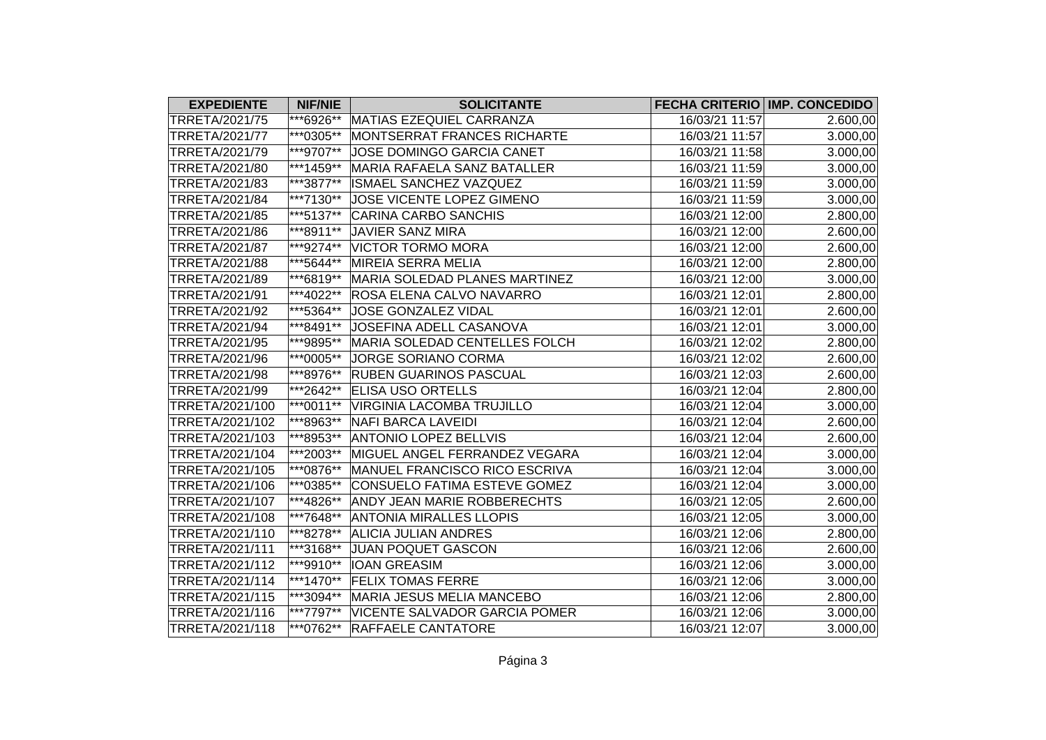| EXPEDIENTE | NIF/NIE | SOLICITANTE | FECHA CRITERIO | IMP. CONCEDIDO |
|---|---|---|---|---|
| TRRETA/2021/75 | ***6926** | MATIAS EZEQUIEL CARRANZA | 16/03/21 11:57 | 2.600,00 |
| TRRETA/2021/77 | ***0305** | MONTSERRAT FRANCES RICHARTE | 16/03/21 11:57 | 3.000,00 |
| TRRETA/2021/79 | ***9707** | JOSE DOMINGO GARCIA CANET | 16/03/21 11:58 | 3.000,00 |
| TRRETA/2021/80 | ***1459** | MARIA RAFAELA SANZ BATALLER | 16/03/21 11:59 | 3.000,00 |
| TRRETA/2021/83 | ***3877** | ISMAEL SANCHEZ VAZQUEZ | 16/03/21 11:59 | 3.000,00 |
| TRRETA/2021/84 | ***7130** | JOSE VICENTE LOPEZ GIMENO | 16/03/21 11:59 | 3.000,00 |
| TRRETA/2021/85 | ***5137** | CARINA CARBO SANCHIS | 16/03/21 12:00 | 2.800,00 |
| TRRETA/2021/86 | ***8911** | JAVIER SANZ MIRA | 16/03/21 12:00 | 2.600,00 |
| TRRETA/2021/87 | ***9274** | VICTOR TORMO MORA | 16/03/21 12:00 | 2.600,00 |
| TRRETA/2021/88 | ***5644** | MIREIA SERRA MELIA | 16/03/21 12:00 | 2.800,00 |
| TRRETA/2021/89 | ***6819** | MARIA SOLEDAD PLANES MARTINEZ | 16/03/21 12:00 | 3.000,00 |
| TRRETA/2021/91 | ***4022** | ROSA ELENA CALVO NAVARRO | 16/03/21 12:01 | 2.800,00 |
| TRRETA/2021/92 | ***5364** | JOSE GONZALEZ VIDAL | 16/03/21 12:01 | 2.600,00 |
| TRRETA/2021/94 | ***8491** | JOSEFINA ADELL CASANOVA | 16/03/21 12:01 | 3.000,00 |
| TRRETA/2021/95 | ***9895** | MARIA SOLEDAD CENTELLES FOLCH | 16/03/21 12:02 | 2.800,00 |
| TRRETA/2021/96 | ***0005** | JORGE SORIANO CORMA | 16/03/21 12:02 | 2.600,00 |
| TRRETA/2021/98 | ***8976** | RUBEN GUARINOS PASCUAL | 16/03/21 12:03 | 2.600,00 |
| TRRETA/2021/99 | ***2642** | ELISA USO ORTELLS | 16/03/21 12:04 | 2.800,00 |
| TRRETA/2021/100 | ***0011** | VIRGINIA LACOMBA TRUJILLO | 16/03/21 12:04 | 3.000,00 |
| TRRETA/2021/102 | ***8963** | NAFI BARCA LAVEIDI | 16/03/21 12:04 | 2.600,00 |
| TRRETA/2021/103 | ***8953** | ANTONIO LOPEZ BELLVIS | 16/03/21 12:04 | 2.600,00 |
| TRRETA/2021/104 | ***2003** | MIGUEL ANGEL FERRANDEZ VEGARA | 16/03/21 12:04 | 3.000,00 |
| TRRETA/2021/105 | ***0876** | MANUEL FRANCISCO RICO ESCRIVA | 16/03/21 12:04 | 3.000,00 |
| TRRETA/2021/106 | ***0385** | CONSUELO FATIMA ESTEVE GOMEZ | 16/03/21 12:04 | 3.000,00 |
| TRRETA/2021/107 | ***4826** | ANDY JEAN MARIE ROBBERECHTS | 16/03/21 12:05 | 2.600,00 |
| TRRETA/2021/108 | ***7648** | ANTONIA MIRALLES LLOPIS | 16/03/21 12:05 | 3.000,00 |
| TRRETA/2021/110 | ***8278** | ALICIA JULIAN ANDRES | 16/03/21 12:06 | 2.800,00 |
| TRRETA/2021/111 | ***3168** | JUAN POQUET GASCON | 16/03/21 12:06 | 2.600,00 |
| TRRETA/2021/112 | ***9910** | IOAN GREASIM | 16/03/21 12:06 | 3.000,00 |
| TRRETA/2021/114 | ***1470** | FELIX TOMAS FERRE | 16/03/21 12:06 | 3.000,00 |
| TRRETA/2021/115 | ***3094** | MARIA JESUS MELIA MANCEBO | 16/03/21 12:06 | 2.800,00 |
| TRRETA/2021/116 | ***7797** | VICENTE SALVADOR GARCIA POMER | 16/03/21 12:06 | 3.000,00 |
| TRRETA/2021/118 | ***0762** | RAFFAELE CANTATORE | 16/03/21 12:07 | 3.000,00 |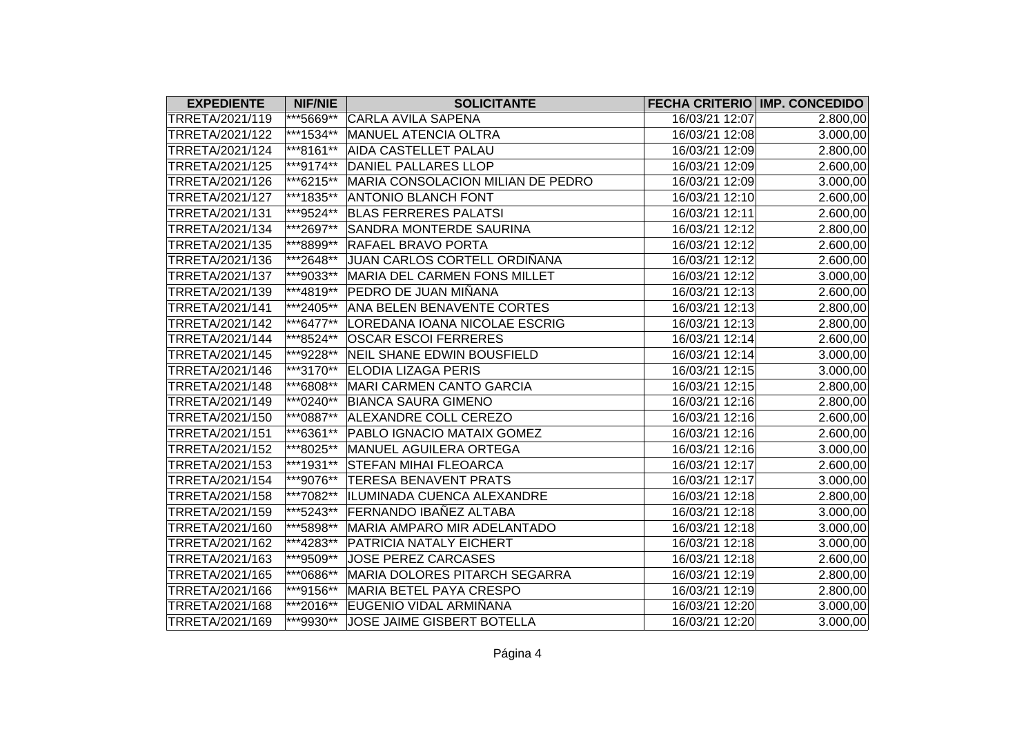| EXPEDIENTE | NIF/NIE | SOLICITANTE | FECHA CRITERIO | IMP. CONCEDIDO |
|---|---|---|---|---|
| TRRETA/2021/119 | ***5669** | CARLA AVILA SAPENA | 16/03/21 12:07 | 2.800,00 |
| TRRETA/2021/122 | ***1534** | MANUEL ATENCIA OLTRA | 16/03/21 12:08 | 3.000,00 |
| TRRETA/2021/124 | ***8161** | AIDA CASTELLET PALAU | 16/03/21 12:09 | 2.800,00 |
| TRRETA/2021/125 | ***9174** | DANIEL PALLARES LLOP | 16/03/21 12:09 | 2.600,00 |
| TRRETA/2021/126 | ***6215** | MARIA CONSOLACION MILIAN DE PEDRO | 16/03/21 12:09 | 3.000,00 |
| TRRETA/2021/127 | ***1835** | ANTONIO BLANCH FONT | 16/03/21 12:10 | 2.600,00 |
| TRRETA/2021/131 | ***9524** | BLAS FERRERES PALATSI | 16/03/21 12:11 | 2.600,00 |
| TRRETA/2021/134 | ***2697** | SANDRA MONTERDE SAURINA | 16/03/21 12:12 | 2.800,00 |
| TRRETA/2021/135 | ***8899** | RAFAEL BRAVO PORTA | 16/03/21 12:12 | 2.600,00 |
| TRRETA/2021/136 | ***2648** | JUAN CARLOS CORTELL ORDIÑANA | 16/03/21 12:12 | 2.600,00 |
| TRRETA/2021/137 | ***9033** | MARIA DEL CARMEN FONS MILLET | 16/03/21 12:12 | 3.000,00 |
| TRRETA/2021/139 | ***4819** | PEDRO DE JUAN MIÑANA | 16/03/21 12:13 | 2.600,00 |
| TRRETA/2021/141 | ***2405** | ANA BELEN BENAVENTE CORTES | 16/03/21 12:13 | 2.800,00 |
| TRRETA/2021/142 | ***6477** | LOREDANA IOANA NICOLAE ESCRIG | 16/03/21 12:13 | 2.800,00 |
| TRRETA/2021/144 | ***8524** | OSCAR ESCOI FERRERES | 16/03/21 12:14 | 2.600,00 |
| TRRETA/2021/145 | ***9228** | NEIL SHANE EDWIN BOUSFIELD | 16/03/21 12:14 | 3.000,00 |
| TRRETA/2021/146 | ***3170** | ELODIA LIZAGA PERIS | 16/03/21 12:15 | 3.000,00 |
| TRRETA/2021/148 | ***6808** | MARI CARMEN CANTO GARCIA | 16/03/21 12:15 | 2.800,00 |
| TRRETA/2021/149 | ***0240** | BIANCA SAURA GIMENO | 16/03/21 12:16 | 2.800,00 |
| TRRETA/2021/150 | ***0887** | ALEXANDRE COLL CEREZO | 16/03/21 12:16 | 2.600,00 |
| TRRETA/2021/151 | ***6361** | PABLO IGNACIO MATAIX GOMEZ | 16/03/21 12:16 | 2.600,00 |
| TRRETA/2021/152 | ***8025** | MANUEL AGUILERA ORTEGA | 16/03/21 12:16 | 3.000,00 |
| TRRETA/2021/153 | ***1931** | STEFAN MIHAI FLEOARCA | 16/03/21 12:17 | 2.600,00 |
| TRRETA/2021/154 | ***9076** | TERESA BENAVENT PRATS | 16/03/21 12:17 | 3.000,00 |
| TRRETA/2021/158 | ***7082** | ILUMINADA CUENCA ALEXANDRE | 16/03/21 12:18 | 2.800,00 |
| TRRETA/2021/159 | ***5243** | FERNANDO IBAÑEZ ALTABA | 16/03/21 12:18 | 3.000,00 |
| TRRETA/2021/160 | ***5898** | MARIA AMPARO MIR ADELANTADO | 16/03/21 12:18 | 3.000,00 |
| TRRETA/2021/162 | ***4283** | PATRICIA NATALY EICHERT | 16/03/21 12:18 | 3.000,00 |
| TRRETA/2021/163 | ***9509** | JOSE PEREZ CARCASES | 16/03/21 12:18 | 2.600,00 |
| TRRETA/2021/165 | ***0686** | MARIA DOLORES PITARCH SEGARRA | 16/03/21 12:19 | 2.800,00 |
| TRRETA/2021/166 | ***9156** | MARIA BETEL PAYA CRESPO | 16/03/21 12:19 | 2.800,00 |
| TRRETA/2021/168 | ***2016** | EUGENIO VIDAL ARMIÑANA | 16/03/21 12:20 | 3.000,00 |
| TRRETA/2021/169 | ***9930** | JOSE JAIME GISBERT BOTELLA | 16/03/21 12:20 | 3.000,00 |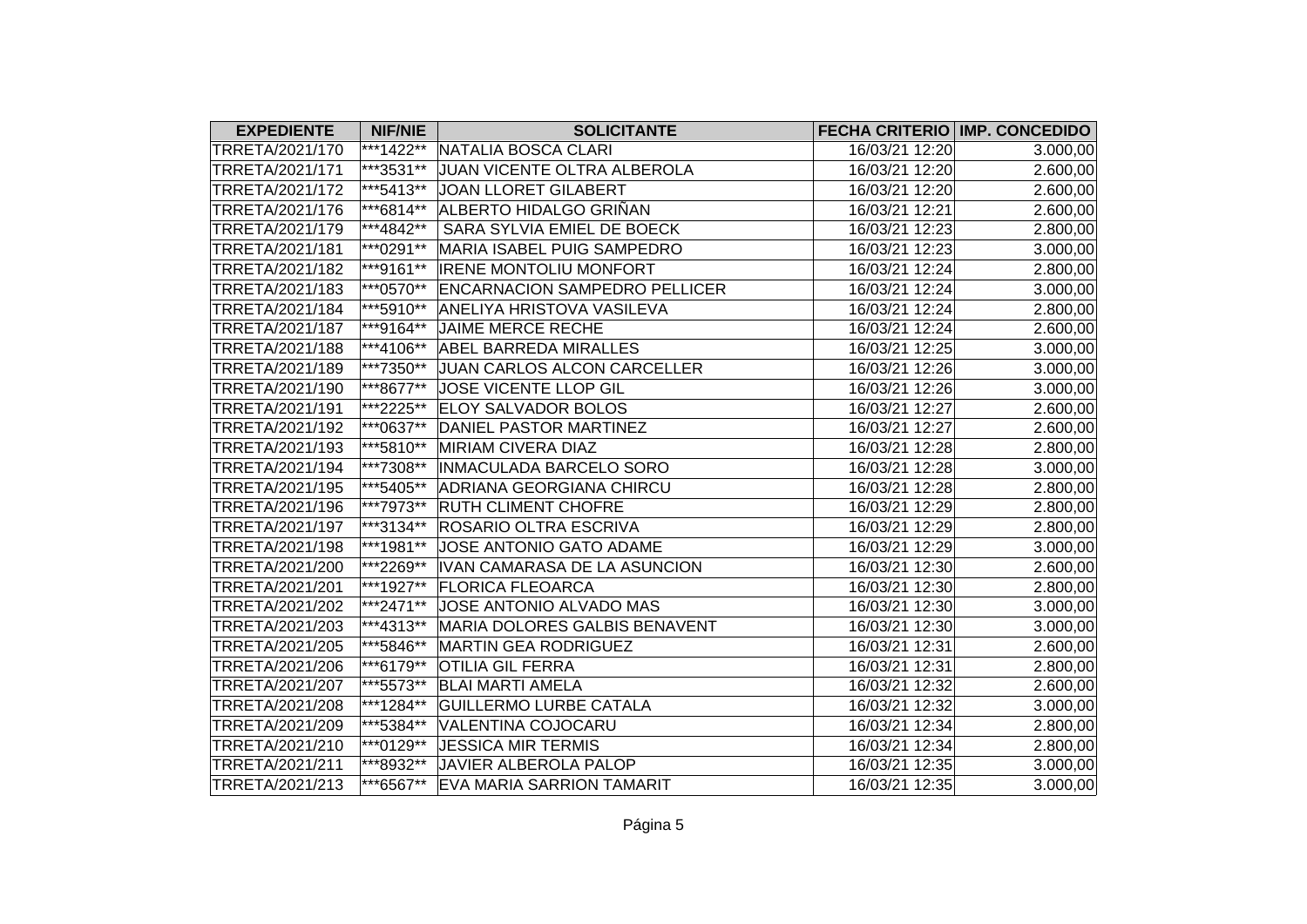| EXPEDIENTE | NIF/NIE | SOLICITANTE | FECHA CRITERIO | IMP. CONCEDIDO |
|---|---|---|---|---|
| TRRETA/2021/170 | ***1422** | NATALIA BOSCA CLARI | 16/03/21 12:20 | 3.000,00 |
| TRRETA/2021/171 | ***3531** | JUAN VICENTE OLTRA ALBEROLA | 16/03/21 12:20 | 2.600,00 |
| TRRETA/2021/172 | ***5413** | JOAN LLORET GILABERT | 16/03/21 12:20 | 2.600,00 |
| TRRETA/2021/176 | ***6814** | ALBERTO HIDALGO GRIÑAN | 16/03/21 12:21 | 2.600,00 |
| TRRETA/2021/179 | ***4842** | SARA SYLVIA EMIEL DE BOECK | 16/03/21 12:23 | 2.800,00 |
| TRRETA/2021/181 | ***0291** | MARIA ISABEL PUIG SAMPEDRO | 16/03/21 12:23 | 3.000,00 |
| TRRETA/2021/182 | ***9161** | IRENE MONTOLIU MONFORT | 16/03/21 12:24 | 2.800,00 |
| TRRETA/2021/183 | ***0570** | ENCARNACION SAMPEDRO PELLICER | 16/03/21 12:24 | 3.000,00 |
| TRRETA/2021/184 | ***5910** | ANELIYA HRISTOVA VASILEVA | 16/03/21 12:24 | 2.800,00 |
| TRRETA/2021/187 | ***9164** | JAIME MERCE RECHE | 16/03/21 12:24 | 2.600,00 |
| TRRETA/2021/188 | ***4106** | ABEL BARREDA MIRALLES | 16/03/21 12:25 | 3.000,00 |
| TRRETA/2021/189 | ***7350** | JUAN CARLOS ALCON CARCELLER | 16/03/21 12:26 | 3.000,00 |
| TRRETA/2021/190 | ***8677** | JOSE VICENTE LLOP GIL | 16/03/21 12:26 | 3.000,00 |
| TRRETA/2021/191 | ***2225** | ELOY SALVADOR BOLOS | 16/03/21 12:27 | 2.600,00 |
| TRRETA/2021/192 | ***0637** | DANIEL PASTOR MARTINEZ | 16/03/21 12:27 | 2.600,00 |
| TRRETA/2021/193 | ***5810** | MIRIAM CIVERA DIAZ | 16/03/21 12:28 | 2.800,00 |
| TRRETA/2021/194 | ***7308** | INMACULADA BARCELO SORO | 16/03/21 12:28 | 3.000,00 |
| TRRETA/2021/195 | ***5405** | ADRIANA GEORGIANA CHIRCU | 16/03/21 12:28 | 2.800,00 |
| TRRETA/2021/196 | ***7973** | RUTH CLIMENT CHOFRE | 16/03/21 12:29 | 2.800,00 |
| TRRETA/2021/197 | ***3134** | ROSARIO OLTRA ESCRIVA | 16/03/21 12:29 | 2.800,00 |
| TRRETA/2021/198 | ***1981** | JOSE ANTONIO GATO ADAME | 16/03/21 12:29 | 3.000,00 |
| TRRETA/2021/200 | ***2269** | IVAN CAMARASA DE LA ASUNCION | 16/03/21 12:30 | 2.600,00 |
| TRRETA/2021/201 | ***1927** | FLORICA FLEOARCA | 16/03/21 12:30 | 2.800,00 |
| TRRETA/2021/202 | ***2471** | JOSE ANTONIO ALVADO MAS | 16/03/21 12:30 | 3.000,00 |
| TRRETA/2021/203 | ***4313** | MARIA DOLORES GALBIS BENAVENT | 16/03/21 12:30 | 3.000,00 |
| TRRETA/2021/205 | ***5846** | MARTIN GEA RODRIGUEZ | 16/03/21 12:31 | 2.600,00 |
| TRRETA/2021/206 | ***6179** | OTILIA GIL FERRA | 16/03/21 12:31 | 2.800,00 |
| TRRETA/2021/207 | ***5573** | BLAI MARTI AMELA | 16/03/21 12:32 | 2.600,00 |
| TRRETA/2021/208 | ***1284** | GUILLERMO LURBE CATALA | 16/03/21 12:32 | 3.000,00 |
| TRRETA/2021/209 | ***5384** | VALENTINA COJOCARU | 16/03/21 12:34 | 2.800,00 |
| TRRETA/2021/210 | ***0129** | JESSICA MIR TERMIS | 16/03/21 12:34 | 2.800,00 |
| TRRETA/2021/211 | ***8932** | JAVIER ALBEROLA PALOP | 16/03/21 12:35 | 3.000,00 |
| TRRETA/2021/213 | ***6567** | EVA MARIA SARRION TAMARIT | 16/03/21 12:35 | 3.000,00 |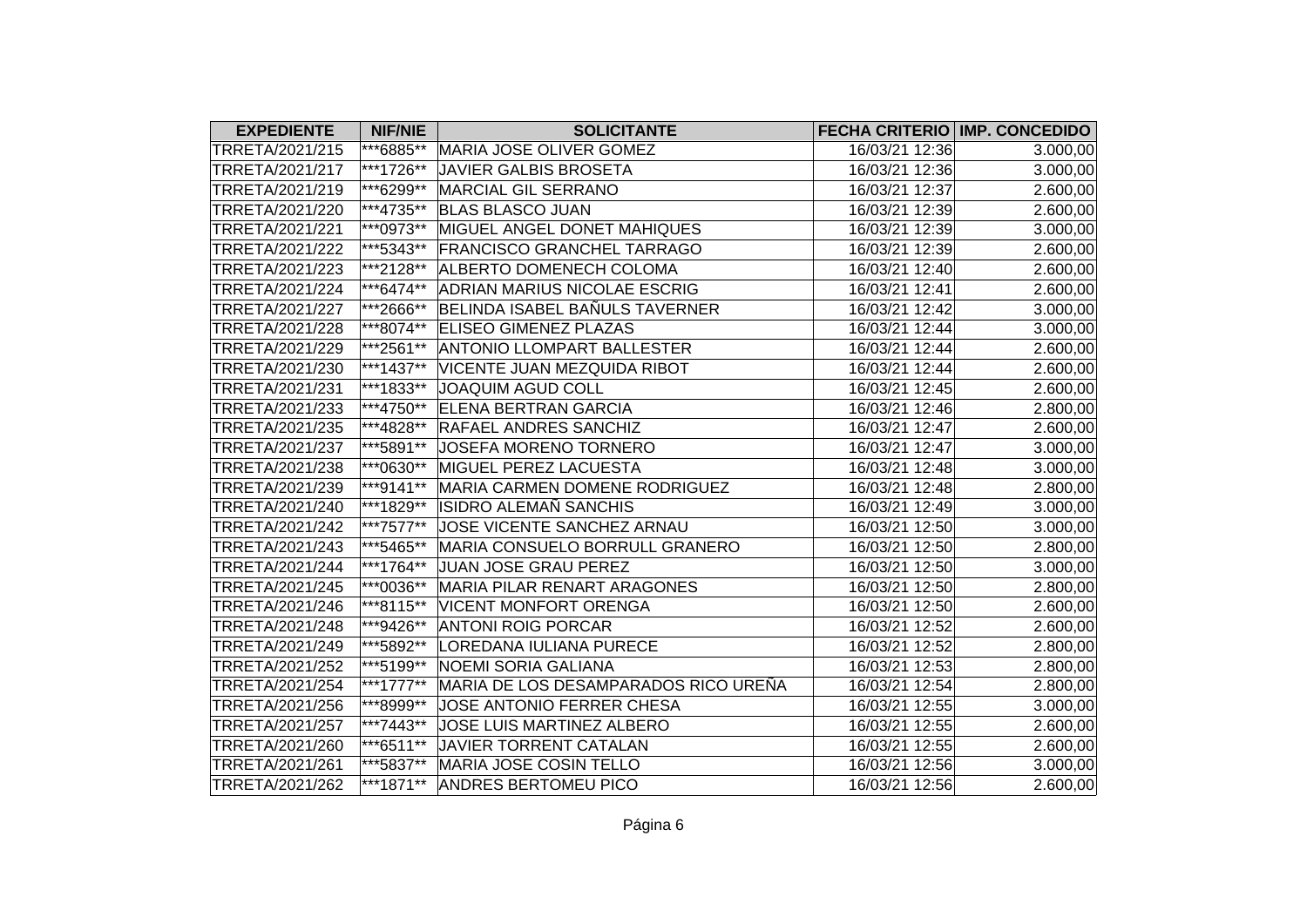| EXPEDIENTE | NIF/NIE | SOLICITANTE | FECHA CRITERIO | IMP. CONCEDIDO |
|---|---|---|---|---|
| TRRETA/2021/215 | ***6885** | MARIA JOSE OLIVER GOMEZ | 16/03/21 12:36 | 3.000,00 |
| TRRETA/2021/217 | ***1726** | JAVIER GALBIS BROSETA | 16/03/21 12:36 | 3.000,00 |
| TRRETA/2021/219 | ***6299** | MARCIAL GIL SERRANO | 16/03/21 12:37 | 2.600,00 |
| TRRETA/2021/220 | ***4735** | BLAS BLASCO JUAN | 16/03/21 12:39 | 2.600,00 |
| TRRETA/2021/221 | ***0973** | MIGUEL ANGEL DONET MAHIQUES | 16/03/21 12:39 | 3.000,00 |
| TRRETA/2021/222 | ***5343** | FRANCISCO GRANCHEL TARRAGO | 16/03/21 12:39 | 2.600,00 |
| TRRETA/2021/223 | ***2128** | ALBERTO DOMENECH COLOMA | 16/03/21 12:40 | 2.600,00 |
| TRRETA/2021/224 | ***6474** | ADRIAN MARIUS NICOLAE ESCRIG | 16/03/21 12:41 | 2.600,00 |
| TRRETA/2021/227 | ***2666** | BELINDA ISABEL BAÑULS TAVERNER | 16/03/21 12:42 | 3.000,00 |
| TRRETA/2021/228 | ***8074** | ELISEO GIMENEZ PLAZAS | 16/03/21 12:44 | 3.000,00 |
| TRRETA/2021/229 | ***2561** | ANTONIO LLOMPART BALLESTER | 16/03/21 12:44 | 2.600,00 |
| TRRETA/2021/230 | ***1437** | VICENTE JUAN MEZQUIDA RIBOT | 16/03/21 12:44 | 2.600,00 |
| TRRETA/2021/231 | ***1833** | JOAQUIM AGUD COLL | 16/03/21 12:45 | 2.600,00 |
| TRRETA/2021/233 | ***4750** | ELENA BERTRAN GARCIA | 16/03/21 12:46 | 2.800,00 |
| TRRETA/2021/235 | ***4828** | RAFAEL ANDRES SANCHIZ | 16/03/21 12:47 | 2.600,00 |
| TRRETA/2021/237 | ***5891** | JOSEFA MORENO TORNERO | 16/03/21 12:47 | 3.000,00 |
| TRRETA/2021/238 | ***0630** | MIGUEL PEREZ LACUESTA | 16/03/21 12:48 | 3.000,00 |
| TRRETA/2021/239 | ***9141** | MARIA CARMEN DOMENE RODRIGUEZ | 16/03/21 12:48 | 2.800,00 |
| TRRETA/2021/240 | ***1829** | ISIDRO ALEMAÑ SANCHIS | 16/03/21 12:49 | 3.000,00 |
| TRRETA/2021/242 | ***7577** | JOSE VICENTE SANCHEZ ARNAU | 16/03/21 12:50 | 3.000,00 |
| TRRETA/2021/243 | ***5465** | MARIA CONSUELO BORRULL GRANERO | 16/03/21 12:50 | 2.800,00 |
| TRRETA/2021/244 | ***1764** | JUAN JOSE GRAU PEREZ | 16/03/21 12:50 | 3.000,00 |
| TRRETA/2021/245 | ***0036** | MARIA PILAR RENART ARAGONES | 16/03/21 12:50 | 2.800,00 |
| TRRETA/2021/246 | ***8115** | VICENT MONFORT ORENGA | 16/03/21 12:50 | 2.600,00 |
| TRRETA/2021/248 | ***9426** | ANTONI ROIG PORCAR | 16/03/21 12:52 | 2.600,00 |
| TRRETA/2021/249 | ***5892** | LOREDANA IULIANA PURECE | 16/03/21 12:52 | 2.800,00 |
| TRRETA/2021/252 | ***5199** | NOEMI SORIA GALIANA | 16/03/21 12:53 | 2.800,00 |
| TRRETA/2021/254 | ***1777** | MARIA DE LOS DESAMPARADOS RICO UREÑA | 16/03/21 12:54 | 2.800,00 |
| TRRETA/2021/256 | ***8999** | JOSE ANTONIO FERRER CHESA | 16/03/21 12:55 | 3.000,00 |
| TRRETA/2021/257 | ***7443** | JOSE LUIS MARTINEZ ALBERO | 16/03/21 12:55 | 2.600,00 |
| TRRETA/2021/260 | ***6511** | JAVIER TORRENT CATALAN | 16/03/21 12:55 | 2.600,00 |
| TRRETA/2021/261 | ***5837** | MARIA JOSE COSIN TELLO | 16/03/21 12:56 | 3.000,00 |
| TRRETA/2021/262 | ***1871** | ANDRES BERTOMEU PICO | 16/03/21 12:56 | 2.600,00 |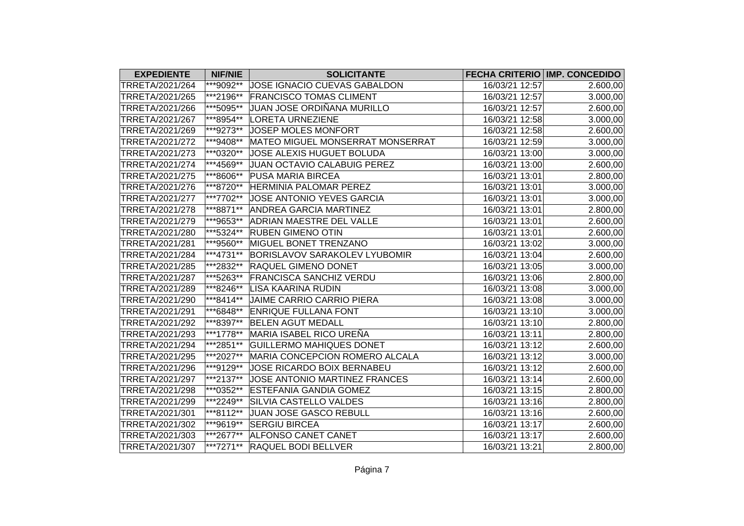| EXPEDIENTE | NIF/NIE | SOLICITANTE | FECHA CRITERIO | IMP. CONCEDIDO |
| --- | --- | --- | --- | --- |
| TRRETA/2021/264 | ***9092** | JOSE IGNACIO CUEVAS GABALDON | 16/03/21 12:57 | 2.600,00 |
| TRRETA/2021/265 | ***2196** | FRANCISCO TOMAS CLIMENT | 16/03/21 12:57 | 3.000,00 |
| TRRETA/2021/266 | ***5095** | JUAN JOSE ORDIÑANA MURILLO | 16/03/21 12:57 | 2.600,00 |
| TRRETA/2021/267 | ***8954** | LORETA URNEZIENE | 16/03/21 12:58 | 3.000,00 |
| TRRETA/2021/269 | ***9273** | JOSEP MOLES MONFORT | 16/03/21 12:58 | 2.600,00 |
| TRRETA/2021/272 | ***9408** | MATEO MIGUEL MONSERRAT MONSERRAT | 16/03/21 12:59 | 3.000,00 |
| TRRETA/2021/273 | ***0320** | JOSE ALEXIS HUGUET BOLUDA | 16/03/21 13:00 | 3.000,00 |
| TRRETA/2021/274 | ***4569** | JUAN OCTAVIO CALABUIG PEREZ | 16/03/21 13:00 | 2.600,00 |
| TRRETA/2021/275 | ***8606** | PUSA MARIA BIRCEA | 16/03/21 13:01 | 2.800,00 |
| TRRETA/2021/276 | ***8720** | HERMINIA PALOMAR PEREZ | 16/03/21 13:01 | 3.000,00 |
| TRRETA/2021/277 | ***7702** | JOSE ANTONIO YEVES GARCIA | 16/03/21 13:01 | 3.000,00 |
| TRRETA/2021/278 | ***8871** | ANDREA GARCIA MARTINEZ | 16/03/21 13:01 | 2.800,00 |
| TRRETA/2021/279 | ***9653** | ADRIAN MAESTRE DEL VALLE | 16/03/21 13:01 | 2.600,00 |
| TRRETA/2021/280 | ***5324** | RUBEN GIMENO OTIN | 16/03/21 13:01 | 2.600,00 |
| TRRETA/2021/281 | ***9560** | MIGUEL BONET TRENZANO | 16/03/21 13:02 | 3.000,00 |
| TRRETA/2021/284 | ***4731** | BORISLAVOV SARAKOLEV LYUBOMIR | 16/03/21 13:04 | 2.600,00 |
| TRRETA/2021/285 | ***2832** | RAQUEL GIMENO DONET | 16/03/21 13:05 | 3.000,00 |
| TRRETA/2021/287 | ***5263** | FRANCISCA SANCHIZ VERDU | 16/03/21 13:06 | 2.800,00 |
| TRRETA/2021/289 | ***8246** | LISA KAARINA RUDIN | 16/03/21 13:08 | 3.000,00 |
| TRRETA/2021/290 | ***8414** | JAIME CARRIO CARRIO PIERA | 16/03/21 13:08 | 3.000,00 |
| TRRETA/2021/291 | ***6848** | ENRIQUE FULLANA FONT | 16/03/21 13:10 | 3.000,00 |
| TRRETA/2021/292 | ***8397** | BELEN AGUT MEDALL | 16/03/21 13:10 | 2.800,00 |
| TRRETA/2021/293 | ***1778** | MARIA ISABEL RICO UREÑA | 16/03/21 13:11 | 2.800,00 |
| TRRETA/2021/294 | ***2851** | GUILLERMO MAHIQUES DONET | 16/03/21 13:12 | 2.600,00 |
| TRRETA/2021/295 | ***2027** | MARIA CONCEPCION ROMERO ALCALA | 16/03/21 13:12 | 3.000,00 |
| TRRETA/2021/296 | ***9129** | JOSE RICARDO BOIX BERNABEU | 16/03/21 13:12 | 2.600,00 |
| TRRETA/2021/297 | ***2137** | JOSE ANTONIO MARTINEZ FRANCES | 16/03/21 13:14 | 2.600,00 |
| TRRETA/2021/298 | ***0352** | ESTEFANIA GANDIA GOMEZ | 16/03/21 13:15 | 2.800,00 |
| TRRETA/2021/299 | ***2249** | SILVIA CASTELLO VALDES | 16/03/21 13:16 | 2.800,00 |
| TRRETA/2021/301 | ***8112** | JUAN JOSE GASCO REBULL | 16/03/21 13:16 | 2.600,00 |
| TRRETA/2021/302 | ***9619** | SERGIU BIRCEA | 16/03/21 13:17 | 2.600,00 |
| TRRETA/2021/303 | ***2677** | ALFONSO CANET CANET | 16/03/21 13:17 | 2.600,00 |
| TRRETA/2021/307 | ***7271** | RAQUEL BODI BELLVER | 16/03/21 13:21 | 2.800,00 |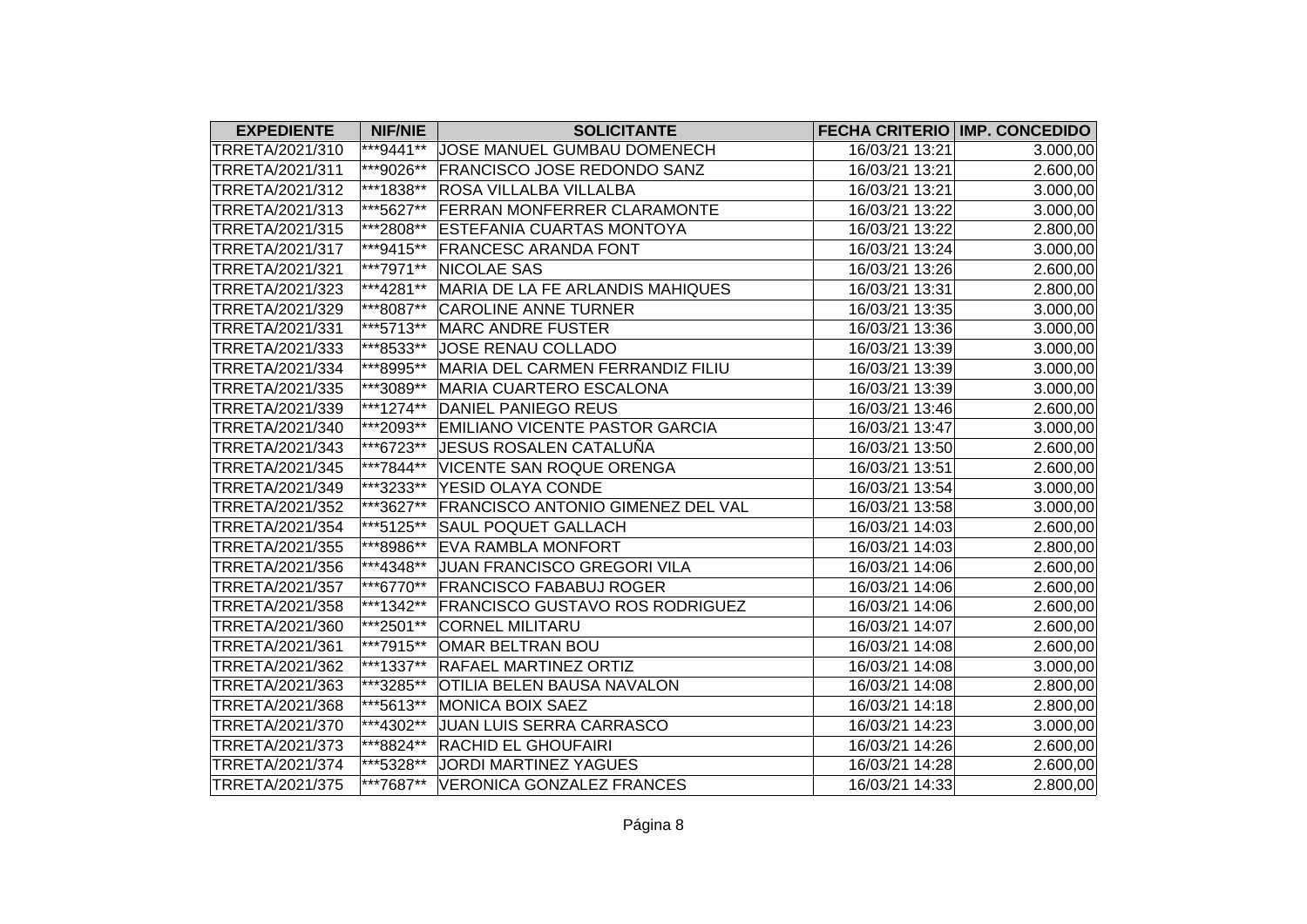| EXPEDIENTE | NIF/NIE | SOLICITANTE | FECHA CRITERIO | IMP. CONCEDIDO |
|---|---|---|---|---|
| TRRETA/2021/310 | ***9441** | JOSE MANUEL GUMBAU DOMENECH | 16/03/21 13:21 | 3.000,00 |
| TRRETA/2021/311 | ***9026** | FRANCISCO JOSE REDONDO SANZ | 16/03/21 13:21 | 2.600,00 |
| TRRETA/2021/312 | ***1838** | ROSA VILLALBA VILLALBA | 16/03/21 13:21 | 3.000,00 |
| TRRETA/2021/313 | ***5627** | FERRAN MONFERRER CLARAMONTE | 16/03/21 13:22 | 3.000,00 |
| TRRETA/2021/315 | ***2808** | ESTEFANIA CUARTAS MONTOYA | 16/03/21 13:22 | 2.800,00 |
| TRRETA/2021/317 | ***9415** | FRANCESC ARANDA FONT | 16/03/21 13:24 | 3.000,00 |
| TRRETA/2021/321 | ***7971** | NICOLAE SAS | 16/03/21 13:26 | 2.600,00 |
| TRRETA/2021/323 | ***4281** | MARIA DE LA FE ARLANDIS MAHIQUES | 16/03/21 13:31 | 2.800,00 |
| TRRETA/2021/329 | ***8087** | CAROLINE ANNE TURNER | 16/03/21 13:35 | 3.000,00 |
| TRRETA/2021/331 | ***5713** | MARC ANDRE FUSTER | 16/03/21 13:36 | 3.000,00 |
| TRRETA/2021/333 | ***8533** | JOSE RENAU COLLADO | 16/03/21 13:39 | 3.000,00 |
| TRRETA/2021/334 | ***8995** | MARIA DEL CARMEN FERRANDIZ FILIU | 16/03/21 13:39 | 3.000,00 |
| TRRETA/2021/335 | ***3089** | MARIA CUARTERO ESCALONA | 16/03/21 13:39 | 3.000,00 |
| TRRETA/2021/339 | ***1274** | DANIEL PANIEGO REUS | 16/03/21 13:46 | 2.600,00 |
| TRRETA/2021/340 | ***2093** | EMILIANO VICENTE PASTOR GARCIA | 16/03/21 13:47 | 3.000,00 |
| TRRETA/2021/343 | ***6723** | JESUS ROSALEN CATALUÑA | 16/03/21 13:50 | 2.600,00 |
| TRRETA/2021/345 | ***7844** | VICENTE SAN ROQUE ORENGA | 16/03/21 13:51 | 2.600,00 |
| TRRETA/2021/349 | ***3233** | YESID OLAYA CONDE | 16/03/21 13:54 | 3.000,00 |
| TRRETA/2021/352 | ***3627** | FRANCISCO ANTONIO GIMENEZ DEL VAL | 16/03/21 13:58 | 3.000,00 |
| TRRETA/2021/354 | ***5125** | SAUL POQUET GALLACH | 16/03/21 14:03 | 2.600,00 |
| TRRETA/2021/355 | ***8986** | EVA RAMBLA MONFORT | 16/03/21 14:03 | 2.800,00 |
| TRRETA/2021/356 | ***4348** | JUAN FRANCISCO GREGORI VILA | 16/03/21 14:06 | 2.600,00 |
| TRRETA/2021/357 | ***6770** | FRANCISCO FABABUJ ROGER | 16/03/21 14:06 | 2.600,00 |
| TRRETA/2021/358 | ***1342** | FRANCISCO GUSTAVO ROS RODRIGUEZ | 16/03/21 14:06 | 2.600,00 |
| TRRETA/2021/360 | ***2501** | CORNEL MILITARU | 16/03/21 14:07 | 2.600,00 |
| TRRETA/2021/361 | ***7915** | OMAR BELTRAN BOU | 16/03/21 14:08 | 2.600,00 |
| TRRETA/2021/362 | ***1337** | RAFAEL MARTINEZ ORTIZ | 16/03/21 14:08 | 3.000,00 |
| TRRETA/2021/363 | ***3285** | OTILIA BELEN BAUSA NAVALON | 16/03/21 14:08 | 2.800,00 |
| TRRETA/2021/368 | ***5613** | MONICA BOIX SAEZ | 16/03/21 14:18 | 2.800,00 |
| TRRETA/2021/370 | ***4302** | JUAN LUIS SERRA CARRASCO | 16/03/21 14:23 | 3.000,00 |
| TRRETA/2021/373 | ***8824** | RACHID EL GHOUFAIRI | 16/03/21 14:26 | 2.600,00 |
| TRRETA/2021/374 | ***5328** | JORDI MARTINEZ YAGUES | 16/03/21 14:28 | 2.600,00 |
| TRRETA/2021/375 | ***7687** | VERONICA GONZALEZ FRANCES | 16/03/21 14:33 | 2.800,00 |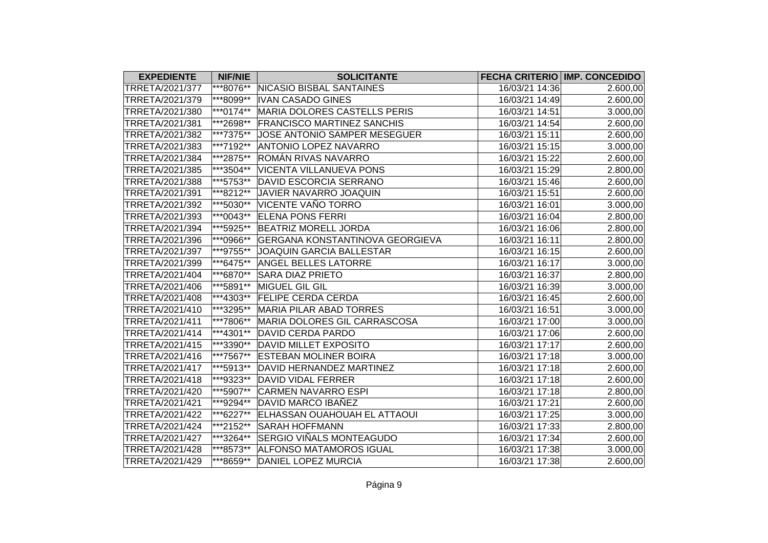| EXPEDIENTE | NIF/NIE | SOLICITANTE | FECHA CRITERIO | IMP. CONCEDIDO |
| --- | --- | --- | --- | --- |
| TRRETA/2021/377 | ***8076** | NICASIO BISBAL SANTAINES | 16/03/21 14:36 | 2.600,00 |
| TRRETA/2021/379 | ***8099** | IVAN CASADO GINES | 16/03/21 14:49 | 2.600,00 |
| TRRETA/2021/380 | ***0174** | MARIA DOLORES CASTELLS PERIS | 16/03/21 14:51 | 3.000,00 |
| TRRETA/2021/381 | ***2698** | FRANCISCO MARTINEZ SANCHIS | 16/03/21 14:54 | 2.600,00 |
| TRRETA/2021/382 | ***7375** | JOSE ANTONIO SAMPER MESEGUER | 16/03/21 15:11 | 2.600,00 |
| TRRETA/2021/383 | ***7192** | ANTONIO LOPEZ NAVARRO | 16/03/21 15:15 | 3.000,00 |
| TRRETA/2021/384 | ***2875** | ROMÁN RIVAS NAVARRO | 16/03/21 15:22 | 2.600,00 |
| TRRETA/2021/385 | ***3504** | VICENTA VILLANUEVA PONS | 16/03/21 15:29 | 2.800,00 |
| TRRETA/2021/388 | ***5753** | DAVID ESCORCIA SERRANO | 16/03/21 15:46 | 2.600,00 |
| TRRETA/2021/391 | ***8212** | JAVIER NAVARRO JOAQUIN | 16/03/21 15:51 | 2.600,00 |
| TRRETA/2021/392 | ***5030** | VICENTE VAÑO TORRO | 16/03/21 16:01 | 3.000,00 |
| TRRETA/2021/393 | ***0043** | ELENA PONS FERRI | 16/03/21 16:04 | 2.800,00 |
| TRRETA/2021/394 | ***5925** | BEATRIZ MORELL JORDA | 16/03/21 16:06 | 2.800,00 |
| TRRETA/2021/396 | ***0966** | GERGANA KONSTANTINOVA GEORGIEVA | 16/03/21 16:11 | 2.800,00 |
| TRRETA/2021/397 | ***9755** | JOAQUIN GARCIA BALLESTAR | 16/03/21 16:15 | 2.600,00 |
| TRRETA/2021/399 | ***6475** | ANGEL BELLES LATORRE | 16/03/21 16:17 | 3.000,00 |
| TRRETA/2021/404 | ***6870** | SARA DIAZ PRIETO | 16/03/21 16:37 | 2.800,00 |
| TRRETA/2021/406 | ***5891** | MIGUEL GIL GIL | 16/03/21 16:39 | 3.000,00 |
| TRRETA/2021/408 | ***4303** | FELIPE CERDA CERDA | 16/03/21 16:45 | 2.600,00 |
| TRRETA/2021/410 | ***3295** | MARIA PILAR ABAD TORRES | 16/03/21 16:51 | 3.000,00 |
| TRRETA/2021/411 | ***7806** | MARIA DOLORES GIL CARRASCOSA | 16/03/21 17:00 | 3.000,00 |
| TRRETA/2021/414 | ***4301** | DAVID CERDA PARDO | 16/03/21 17:06 | 2.600,00 |
| TRRETA/2021/415 | ***3390** | DAVID MILLET EXPOSITO | 16/03/21 17:17 | 2.600,00 |
| TRRETA/2021/416 | ***7567** | ESTEBAN MOLINER BOIRA | 16/03/21 17:18 | 3.000,00 |
| TRRETA/2021/417 | ***5913** | DAVID HERNANDEZ MARTINEZ | 16/03/21 17:18 | 2.600,00 |
| TRRETA/2021/418 | ***9323** | DAVID VIDAL FERRER | 16/03/21 17:18 | 2.600,00 |
| TRRETA/2021/420 | ***5907** | CARMEN NAVARRO ESPI | 16/03/21 17:18 | 2.800,00 |
| TRRETA/2021/421 | ***9294** | DAVID MARCO IBAÑEZ | 16/03/21 17:21 | 2.600,00 |
| TRRETA/2021/422 | ***6227** | ELHASSAN OUAHOUAH EL ATTAOUI | 16/03/21 17:25 | 3.000,00 |
| TRRETA/2021/424 | ***2152** | SARAH HOFFMANN | 16/03/21 17:33 | 2.800,00 |
| TRRETA/2021/427 | ***3264** | SERGIO VIÑALS MONTEAGUDO | 16/03/21 17:34 | 2.600,00 |
| TRRETA/2021/428 | ***8573** | ALFONSO MATAMOROS IGUAL | 16/03/21 17:38 | 3.000,00 |
| TRRETA/2021/429 | ***8659** | DANIEL LOPEZ MURCIA | 16/03/21 17:38 | 2.600,00 |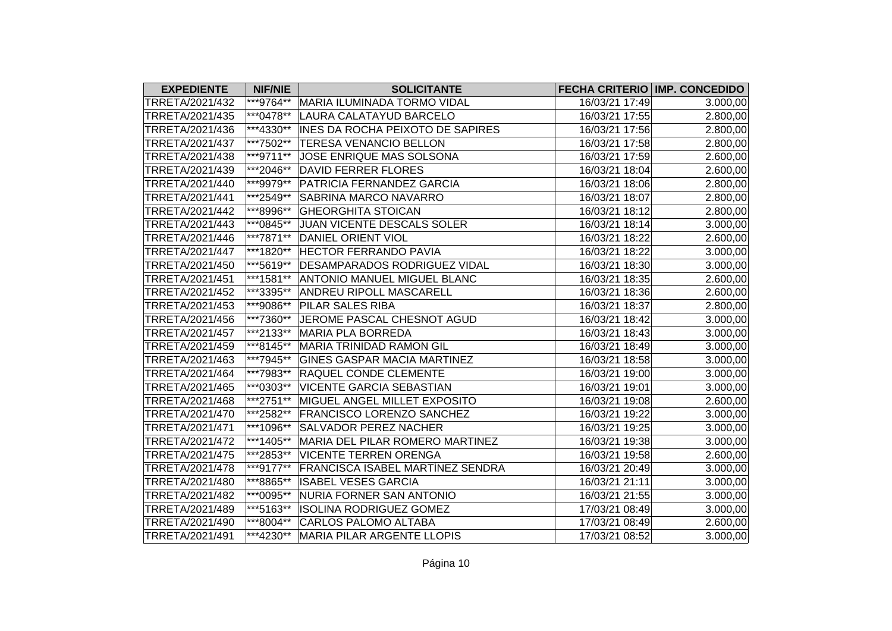| EXPEDIENTE | NIF/NIE | SOLICITANTE | FECHA CRITERIO | IMP. CONCEDIDO |
|---|---|---|---|---|
| TRRETA/2021/432 | ***9764** | MARIA ILUMINADA TORMO VIDAL | 16/03/21 17:49 | 3.000,00 |
| TRRETA/2021/435 | ***0478** | LAURA CALATAYUD BARCELO | 16/03/21 17:55 | 2.800,00 |
| TRRETA/2021/436 | ***4330** | INES DA ROCHA PEIXOTO DE SAPIRES | 16/03/21 17:56 | 2.800,00 |
| TRRETA/2021/437 | ***7502** | TERESA VENANCIO BELLON | 16/03/21 17:58 | 2.800,00 |
| TRRETA/2021/438 | ***9711** | JOSE ENRIQUE MAS SOLSONA | 16/03/21 17:59 | 2.600,00 |
| TRRETA/2021/439 | ***2046** | DAVID FERRER FLORES | 16/03/21 18:04 | 2.600,00 |
| TRRETA/2021/440 | ***9979** | PATRICIA FERNANDEZ GARCIA | 16/03/21 18:06 | 2.800,00 |
| TRRETA/2021/441 | ***2549** | SABRINA MARCO NAVARRO | 16/03/21 18:07 | 2.800,00 |
| TRRETA/2021/442 | ***8996** | GHEORGHITA STOICAN | 16/03/21 18:12 | 2.800,00 |
| TRRETA/2021/443 | ***0845** | JUAN VICENTE DESCALS SOLER | 16/03/21 18:14 | 3.000,00 |
| TRRETA/2021/446 | ***7871** | DANIEL ORIENT VIOL | 16/03/21 18:22 | 2.600,00 |
| TRRETA/2021/447 | ***1820** | HECTOR FERRANDO PAVIA | 16/03/21 18:22 | 3.000,00 |
| TRRETA/2021/450 | ***5619** | DESAMPARADOS RODRIGUEZ VIDAL | 16/03/21 18:30 | 3.000,00 |
| TRRETA/2021/451 | ***1581** | ANTONIO MANUEL MIGUEL BLANC | 16/03/21 18:35 | 2.600,00 |
| TRRETA/2021/452 | ***3395** | ANDREU RIPOLL MASCARELL | 16/03/21 18:36 | 2.600,00 |
| TRRETA/2021/453 | ***9086** | PILAR SALES RIBA | 16/03/21 18:37 | 2.800,00 |
| TRRETA/2021/456 | ***7360** | JEROME PASCAL CHESNOT AGUD | 16/03/21 18:42 | 3.000,00 |
| TRRETA/2021/457 | ***2133** | MARIA PLA BORREDA | 16/03/21 18:43 | 3.000,00 |
| TRRETA/2021/459 | ***8145** | MARIA TRINIDAD RAMON GIL | 16/03/21 18:49 | 3.000,00 |
| TRRETA/2021/463 | ***7945** | GINES GASPAR MACIA MARTINEZ | 16/03/21 18:58 | 3.000,00 |
| TRRETA/2021/464 | ***7983** | RAQUEL CONDE CLEMENTE | 16/03/21 19:00 | 3.000,00 |
| TRRETA/2021/465 | ***0303** | VICENTE GARCIA SEBASTIAN | 16/03/21 19:01 | 3.000,00 |
| TRRETA/2021/468 | ***2751** | MIGUEL ANGEL MILLET EXPOSITO | 16/03/21 19:08 | 2.600,00 |
| TRRETA/2021/470 | ***2582** | FRANCISCO LORENZO SANCHEZ | 16/03/21 19:22 | 3.000,00 |
| TRRETA/2021/471 | ***1096** | SALVADOR PEREZ NACHER | 16/03/21 19:25 | 3.000,00 |
| TRRETA/2021/472 | ***1405** | MARIA DEL PILAR ROMERO MARTINEZ | 16/03/21 19:38 | 3.000,00 |
| TRRETA/2021/475 | ***2853** | VICENTE TERREN ORENGA | 16/03/21 19:58 | 2.600,00 |
| TRRETA/2021/478 | ***9177** | FRANCISCA ISABEL MARTÍNEZ SENDRA | 16/03/21 20:49 | 3.000,00 |
| TRRETA/2021/480 | ***8865** | ISABEL VESES GARCIA | 16/03/21 21:11 | 3.000,00 |
| TRRETA/2021/482 | ***0095** | NURIA FORNER SAN ANTONIO | 16/03/21 21:55 | 3.000,00 |
| TRRETA/2021/489 | ***5163** | ISOLINA RODRIGUEZ GOMEZ | 17/03/21 08:49 | 3.000,00 |
| TRRETA/2021/490 | ***8004** | CARLOS PALOMO ALTABA | 17/03/21 08:49 | 2.600,00 |
| TRRETA/2021/491 | ***4230** | MARIA PILAR ARGENTE LLOPIS | 17/03/21 08:52 | 3.000,00 |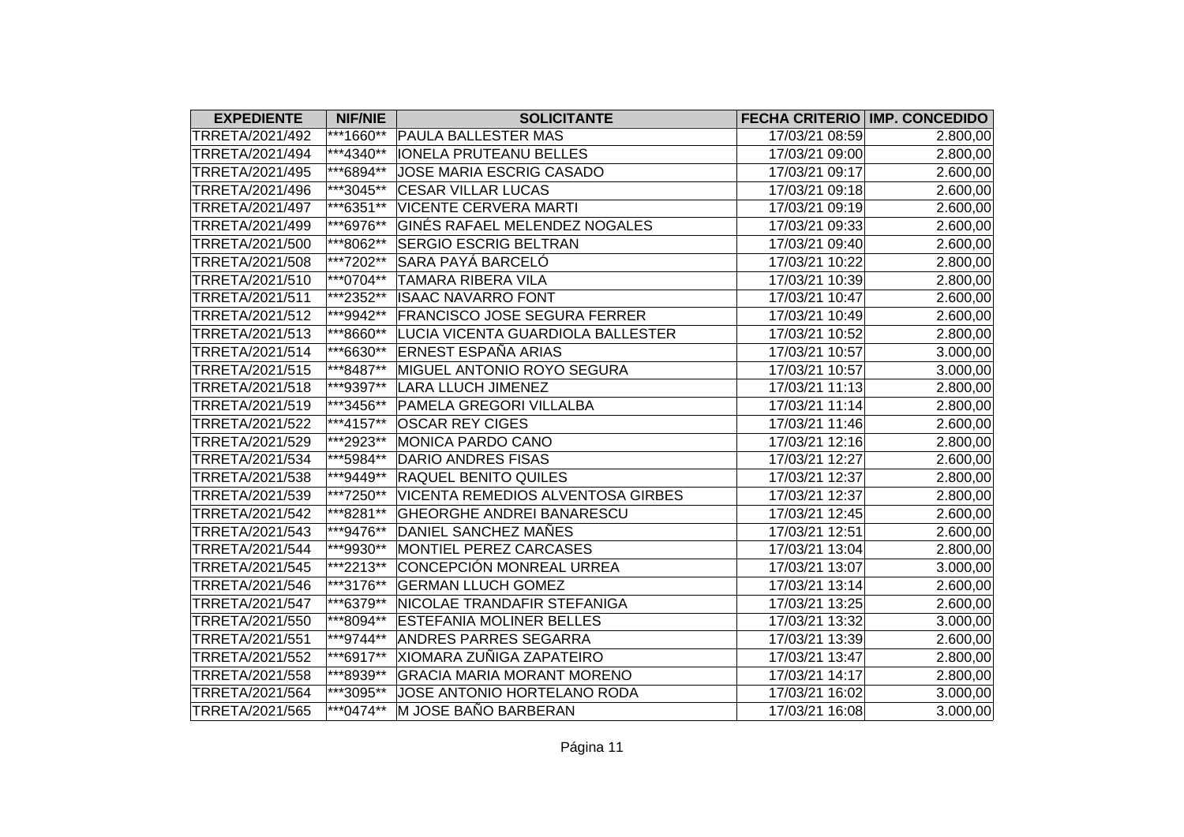| EXPEDIENTE | NIF/NIE | SOLICITANTE | FECHA CRITERIO | IMP. CONCEDIDO |
|---|---|---|---|---|
| TRRETA/2021/492 | ***1660** | PAULA BALLESTER MAS | 17/03/21 08:59 | 2.800,00 |
| TRRETA/2021/494 | ***4340** | IONELA PRUTEANU BELLES | 17/03/21 09:00 | 2.800,00 |
| TRRETA/2021/495 | ***6894** | JOSE MARIA ESCRIG CASADO | 17/03/21 09:17 | 2.600,00 |
| TRRETA/2021/496 | ***3045** | CESAR VILLAR LUCAS | 17/03/21 09:18 | 2.600,00 |
| TRRETA/2021/497 | ***6351** | VICENTE CERVERA MARTI | 17/03/21 09:19 | 2.600,00 |
| TRRETA/2021/499 | ***6976** | GINÉS RAFAEL MELENDEZ NOGALES | 17/03/21 09:33 | 2.600,00 |
| TRRETA/2021/500 | ***8062** | SERGIO ESCRIG BELTRAN | 17/03/21 09:40 | 2.600,00 |
| TRRETA/2021/508 | ***7202** | SARA PAYÁ BARCELÓ | 17/03/21 10:22 | 2.800,00 |
| TRRETA/2021/510 | ***0704** | TAMARA RIBERA VILA | 17/03/21 10:39 | 2.800,00 |
| TRRETA/2021/511 | ***2352** | ISAAC NAVARRO FONT | 17/03/21 10:47 | 2.600,00 |
| TRRETA/2021/512 | ***9942** | FRANCISCO JOSE SEGURA FERRER | 17/03/21 10:49 | 2.600,00 |
| TRRETA/2021/513 | ***8660** | LUCIA VICENTA GUARDIOLA BALLESTER | 17/03/21 10:52 | 2.800,00 |
| TRRETA/2021/514 | ***6630** | ERNEST ESPAÑA ARIAS | 17/03/21 10:57 | 3.000,00 |
| TRRETA/2021/515 | ***8487** | MIGUEL ANTONIO ROYO SEGURA | 17/03/21 10:57 | 3.000,00 |
| TRRETA/2021/518 | ***9397** | LARA LLUCH JIMENEZ | 17/03/21 11:13 | 2.800,00 |
| TRRETA/2021/519 | ***3456** | PAMELA GREGORI VILLALBA | 17/03/21 11:14 | 2.800,00 |
| TRRETA/2021/522 | ***4157** | OSCAR REY CIGES | 17/03/21 11:46 | 2.600,00 |
| TRRETA/2021/529 | ***2923** | MONICA PARDO CANO | 17/03/21 12:16 | 2.800,00 |
| TRRETA/2021/534 | ***5984** | DARIO ANDRES FISAS | 17/03/21 12:27 | 2.600,00 |
| TRRETA/2021/538 | ***9449** | RAQUEL BENITO QUILES | 17/03/21 12:37 | 2.800,00 |
| TRRETA/2021/539 | ***7250** | VICENTA REMEDIOS ALVENTOSA GIRBES | 17/03/21 12:37 | 2.800,00 |
| TRRETA/2021/542 | ***8281** | GHEORGHE ANDREI BANARESCU | 17/03/21 12:45 | 2.600,00 |
| TRRETA/2021/543 | ***9476** | DANIEL SANCHEZ MAÑES | 17/03/21 12:51 | 2.600,00 |
| TRRETA/2021/544 | ***9930** | MONTIEL PEREZ CARCASES | 17/03/21 13:04 | 2.800,00 |
| TRRETA/2021/545 | ***2213** | CONCEPCIÓN MONREAL URREA | 17/03/21 13:07 | 3.000,00 |
| TRRETA/2021/546 | ***3176** | GERMAN LLUCH GOMEZ | 17/03/21 13:14 | 2.600,00 |
| TRRETA/2021/547 | ***6379** | NICOLAE TRANDAFIR STEFANIGA | 17/03/21 13:25 | 2.600,00 |
| TRRETA/2021/550 | ***8094** | ESTEFANIA MOLINER BELLES | 17/03/21 13:32 | 3.000,00 |
| TRRETA/2021/551 | ***9744** | ANDRES PARRES SEGARRA | 17/03/21 13:39 | 2.600,00 |
| TRRETA/2021/552 | ***6917** | XIOMARA ZUÑIGA ZAPATEIRO | 17/03/21 13:47 | 2.800,00 |
| TRRETA/2021/558 | ***8939** | GRACIA MARIA MORANT MORENO | 17/03/21 14:17 | 2.800,00 |
| TRRETA/2021/564 | ***3095** | JOSE ANTONIO HORTELANO RODA | 17/03/21 16:02 | 3.000,00 |
| TRRETA/2021/565 | ***0474** | M JOSE BAÑO BARBERAN | 17/03/21 16:08 | 3.000,00 |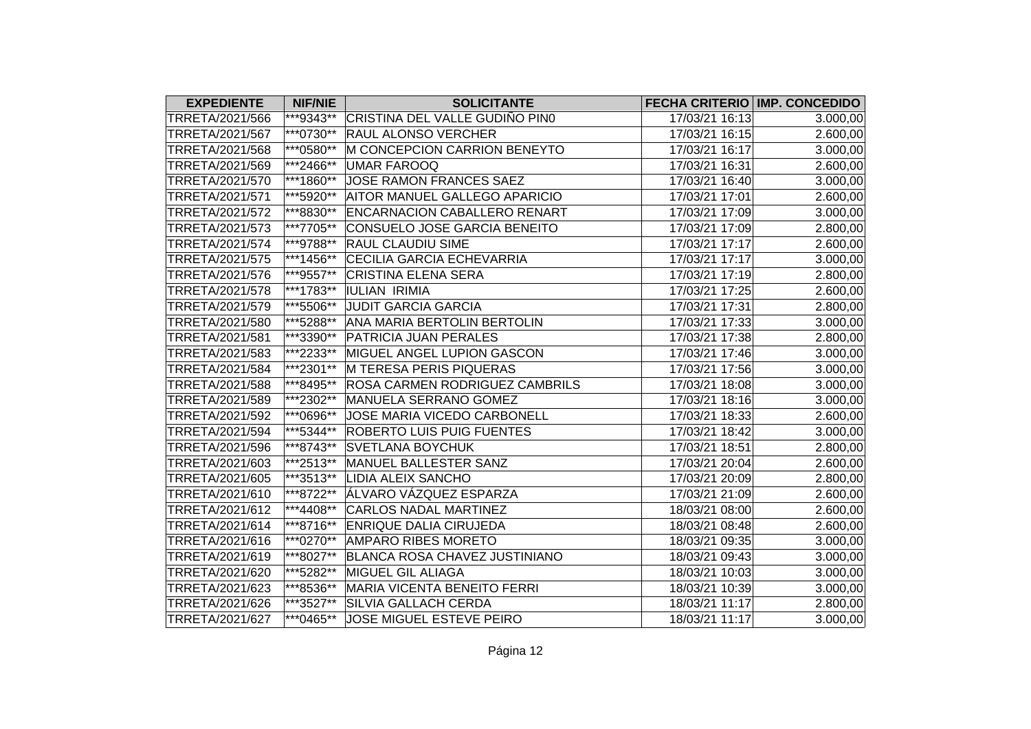| EXPEDIENTE | NIF/NIE | SOLICITANTE | FECHA CRITERIO | IMP. CONCEDIDO |
|---|---|---|---|---|
| TRRETA/2021/566 | ***9343** | CRISTINA DEL VALLE GUDIÑO PIN0 | 17/03/21 16:13 | 3.000,00 |
| TRRETA/2021/567 | ***0730** | RAUL ALONSO VERCHER | 17/03/21 16:15 | 2.600,00 |
| TRRETA/2021/568 | ***0580** | M CONCEPCION CARRION BENEYTO | 17/03/21 16:17 | 3.000,00 |
| TRRETA/2021/569 | ***2466** | UMAR FAROOQ | 17/03/21 16:31 | 2.600,00 |
| TRRETA/2021/570 | ***1860** | JOSE RAMON FRANCES SAEZ | 17/03/21 16:40 | 3.000,00 |
| TRRETA/2021/571 | ***5920** | AITOR MANUEL GALLEGO APARICIO | 17/03/21 17:01 | 2.600,00 |
| TRRETA/2021/572 | ***8830** | ENCARNACION CABALLERO RENART | 17/03/21 17:09 | 3.000,00 |
| TRRETA/2021/573 | ***7705** | CONSUELO JOSE GARCIA BENEITO | 17/03/21 17:09 | 2.800,00 |
| TRRETA/2021/574 | ***9788** | RAUL CLAUDIU SIME | 17/03/21 17:17 | 2.600,00 |
| TRRETA/2021/575 | ***1456** | CECILIA GARCIA ECHEVARRIA | 17/03/21 17:17 | 3.000,00 |
| TRRETA/2021/576 | ***9557** | CRISTINA ELENA SERA | 17/03/21 17:19 | 2.800,00 |
| TRRETA/2021/578 | ***1783** | IULIAN IRIMIA | 17/03/21 17:25 | 2.600,00 |
| TRRETA/2021/579 | ***5506** | JUDIT GARCIA GARCIA | 17/03/21 17:31 | 2.800,00 |
| TRRETA/2021/580 | ***5288** | ANA MARIA BERTOLIN BERTOLIN | 17/03/21 17:33 | 3.000,00 |
| TRRETA/2021/581 | ***3390** | PATRICIA JUAN PERALES | 17/03/21 17:38 | 2.800,00 |
| TRRETA/2021/583 | ***2233** | MIGUEL ANGEL LUPION GASCON | 17/03/21 17:46 | 3.000,00 |
| TRRETA/2021/584 | ***2301** | M TERESA PERIS PIQUERAS | 17/03/21 17:56 | 3.000,00 |
| TRRETA/2021/588 | ***8495** | ROSA CARMEN RODRIGUEZ CAMBRILS | 17/03/21 18:08 | 3.000,00 |
| TRRETA/2021/589 | ***2302** | MANUELA SERRANO GOMEZ | 17/03/21 18:16 | 3.000,00 |
| TRRETA/2021/592 | ***0696** | JOSE MARIA VICEDO CARBONELL | 17/03/21 18:33 | 2.600,00 |
| TRRETA/2021/594 | ***5344** | ROBERTO LUIS PUIG FUENTES | 17/03/21 18:42 | 3.000,00 |
| TRRETA/2021/596 | ***8743** | SVETLANA BOYCHUK | 17/03/21 18:51 | 2.800,00 |
| TRRETA/2021/603 | ***2513** | MANUEL BALLESTER SANZ | 17/03/21 20:04 | 2.600,00 |
| TRRETA/2021/605 | ***3513** | LIDIA ALEIX SANCHO | 17/03/21 20:09 | 2.800,00 |
| TRRETA/2021/610 | ***8722** | ÁLVARO VÁZQUEZ ESPARZA | 17/03/21 21:09 | 2.600,00 |
| TRRETA/2021/612 | ***4408** | CARLOS NADAL MARTINEZ | 18/03/21 08:00 | 2.600,00 |
| TRRETA/2021/614 | ***8716** | ENRIQUE DALIA CIRUJEDA | 18/03/21 08:48 | 2.600,00 |
| TRRETA/2021/616 | ***0270** | AMPARO RIBES MORETO | 18/03/21 09:35 | 3.000,00 |
| TRRETA/2021/619 | ***8027** | BLANCA ROSA CHAVEZ JUSTINIANO | 18/03/21 09:43 | 3.000,00 |
| TRRETA/2021/620 | ***5282** | MIGUEL GIL ALIAGA | 18/03/21 10:03 | 3.000,00 |
| TRRETA/2021/623 | ***8536** | MARIA VICENTA BENEITO FERRI | 18/03/21 10:39 | 3.000,00 |
| TRRETA/2021/626 | ***3527** | SILVIA GALLACH CERDA | 18/03/21 11:17 | 2.800,00 |
| TRRETA/2021/627 | ***0465** | JOSE MIGUEL ESTEVE PEIRO | 18/03/21 11:17 | 3.000,00 |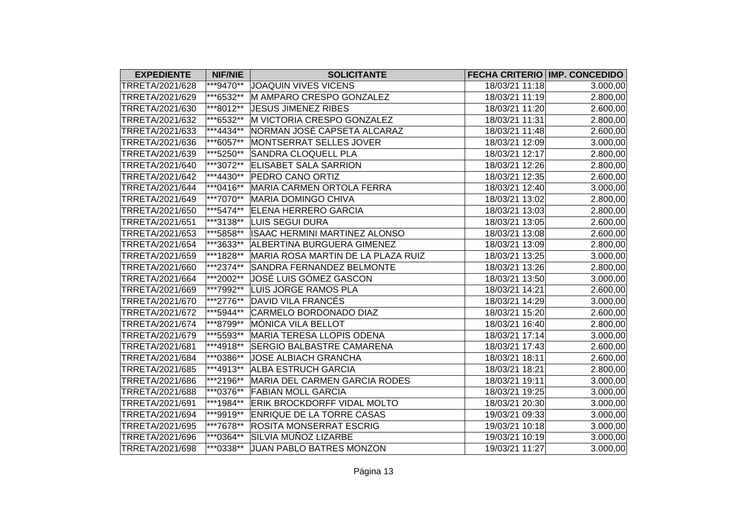| EXPEDIENTE | NIF/NIE | SOLICITANTE | FECHA CRITERIO | IMP. CONCEDIDO |
|---|---|---|---|---|
| TRRETA/2021/628 | ***9470** | JOAQUIN VIVES VICENS | 18/03/21 11:18 | 3.000,00 |
| TRRETA/2021/629 | ***6532** | M AMPARO CRESPO GONZALEZ | 18/03/21 11:19 | 2.800,00 |
| TRRETA/2021/630 | ***8012** | JESUS JIMENEZ RIBES | 18/03/21 11:20 | 2.600,00 |
| TRRETA/2021/632 | ***6532** | M VICTORIA CRESPO GONZALEZ | 18/03/21 11:31 | 2.800,00 |
| TRRETA/2021/633 | ***4434** | NORMAN JOSÉ CAPSETA ALCARAZ | 18/03/21 11:48 | 2.600,00 |
| TRRETA/2021/636 | ***6057** | MONTSERRAT SELLES JOVER | 18/03/21 12:09 | 3.000,00 |
| TRRETA/2021/639 | ***5250** | SANDRA CLOQUELL PLA | 18/03/21 12:17 | 2.800,00 |
| TRRETA/2021/640 | ***3072** | ELISABET SALA SARRION | 18/03/21 12:26 | 2.800,00 |
| TRRETA/2021/642 | ***4430** | PEDRO CANO ORTIZ | 18/03/21 12:35 | 2.600,00 |
| TRRETA/2021/644 | ***0416** | MARIA CARMEN ORTOLA FERRA | 18/03/21 12:40 | 3.000,00 |
| TRRETA/2021/649 | ***7070** | MARIA DOMINGO CHIVA | 18/03/21 13:02 | 2.800,00 |
| TRRETA/2021/650 | ***5474** | ELENA HERRERO GARCIA | 18/03/21 13:03 | 2.800,00 |
| TRRETA/2021/651 | ***3138** | LUIS SEGUI DURA | 18/03/21 13:05 | 2.600,00 |
| TRRETA/2021/653 | ***5858** | ISAAC HERMINI MARTINEZ ALONSO | 18/03/21 13:08 | 2.600,00 |
| TRRETA/2021/654 | ***3633** | ALBERTINA BURGUERA GIMENEZ | 18/03/21 13:09 | 2.800,00 |
| TRRETA/2021/659 | ***1828** | MARIA ROSA MARTIN DE LA PLAZA RUIZ | 18/03/21 13:25 | 3.000,00 |
| TRRETA/2021/660 | ***2374** | SANDRA FERNANDEZ BELMONTE | 18/03/21 13:26 | 2.800,00 |
| TRRETA/2021/664 | ***2002** | JOSÉ LUIS GÓMEZ GASCON | 18/03/21 13:50 | 3.000,00 |
| TRRETA/2021/669 | ***7992** | LUIS JORGE RAMOS PLA | 18/03/21 14:21 | 2.600,00 |
| TRRETA/2021/670 | ***2776** | DAVID VILA FRANCÉS | 18/03/21 14:29 | 3.000,00 |
| TRRETA/2021/672 | ***5944** | CARMELO BORDONADO DIAZ | 18/03/21 15:20 | 2.600,00 |
| TRRETA/2021/674 | ***8799** | MÓNICA VILA BELLOT | 18/03/21 16:40 | 2.800,00 |
| TRRETA/2021/679 | ***5593** | MARIA TERESA LLOPIS ODENA | 18/03/21 17:14 | 3.000,00 |
| TRRETA/2021/681 | ***4918** | SERGIO BALBASTRE CAMARENA | 18/03/21 17:43 | 2.600,00 |
| TRRETA/2021/684 | ***0386** | JOSE ALBIACH GRANCHA | 18/03/21 18:11 | 2.600,00 |
| TRRETA/2021/685 | ***4913** | ALBA ESTRUCH GARCIA | 18/03/21 18:21 | 2.800,00 |
| TRRETA/2021/686 | ***2196** | MARIA DEL CARMEN GARCIA RODES | 18/03/21 19:11 | 3.000,00 |
| TRRETA/2021/688 | ***0376** | FABIAN MOLL GARCIA | 18/03/21 19:25 | 3.000,00 |
| TRRETA/2021/691 | ***1984** | ERIK BROCKDORFF VIDAL MOLTO | 18/03/21 20:30 | 3.000,00 |
| TRRETA/2021/694 | ***9919** | ENRIQUE DE LA TORRE CASAS | 19/03/21 09:33 | 3.000,00 |
| TRRETA/2021/695 | ***7678** | ROSITA MONSERRAT ESCRIG | 19/03/21 10:18 | 3.000,00 |
| TRRETA/2021/696 | ***0364** | SILVIA MUÑOZ LIZARBE | 19/03/21 10:19 | 3.000,00 |
| TRRETA/2021/698 | ***0338** | JUAN PABLO BATRES MONZON | 19/03/21 11:27 | 3.000,00 |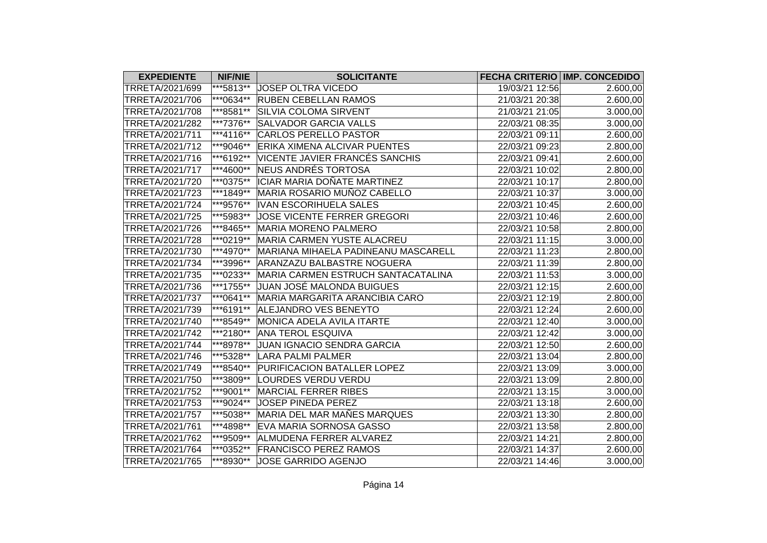| EXPEDIENTE | NIF/NIE | SOLICITANTE | FECHA CRITERIO | IMP. CONCEDIDO |
|---|---|---|---|---|
| TRRETA/2021/699 | ***5813** | JOSEP OLTRA VICEDO | 19/03/21 12:56 | 2.600,00 |
| TRRETA/2021/706 | ***0634** | RUBEN CEBELLAN RAMOS | 21/03/21 20:38 | 2.600,00 |
| TRRETA/2021/708 | ***8581** | SILVIA COLOMA SIRVENT | 21/03/21 21:05 | 3.000,00 |
| TRRETA/2021/282 | ***7376** | SALVADOR GARCIA VALLS | 22/03/21 08:35 | 3.000,00 |
| TRRETA/2021/711 | ***4116** | CARLOS PERELLO PASTOR | 22/03/21 09:11 | 2.600,00 |
| TRRETA/2021/712 | ***9046** | ERIKA XIMENA ALCIVAR PUENTES | 22/03/21 09:23 | 2.800,00 |
| TRRETA/2021/716 | ***6192** | VICENTE JAVIER FRANCÉS SANCHIS | 22/03/21 09:41 | 2.600,00 |
| TRRETA/2021/717 | ***4600** | NEUS ANDRÉS TORTOSA | 22/03/21 10:02 | 2.800,00 |
| TRRETA/2021/720 | ***0375** | ICIAR MARIA DOÑATE MARTINEZ | 22/03/21 10:17 | 2.800,00 |
| TRRETA/2021/723 | ***1849** | MARIA ROSARIO MUÑOZ CABELLO | 22/03/21 10:37 | 3.000,00 |
| TRRETA/2021/724 | ***9576** | IVAN ESCORIHUELA SALES | 22/03/21 10:45 | 2.600,00 |
| TRRETA/2021/725 | ***5983** | JOSE VICENTE FERRER GREGORI | 22/03/21 10:46 | 2.600,00 |
| TRRETA/2021/726 | ***8465** | MARIA MORENO PALMERO | 22/03/21 10:58 | 2.800,00 |
| TRRETA/2021/728 | ***0219** | MARIA CARMEN YUSTE ALACREU | 22/03/21 11:15 | 3.000,00 |
| TRRETA/2021/730 | ***4970** | MARIANA MIHAELA PADINEANU MASCARELL | 22/03/21 11:23 | 2.800,00 |
| TRRETA/2021/734 | ***3996** | ARANZAZU BALBASTRE NOGUERA | 22/03/21 11:39 | 2.800,00 |
| TRRETA/2021/735 | ***0233** | MARIA CARMEN ESTRUCH SANTACATALINA | 22/03/21 11:53 | 3.000,00 |
| TRRETA/2021/736 | ***1755** | JUAN JOSÉ MALONDA BUIGUES | 22/03/21 12:15 | 2.600,00 |
| TRRETA/2021/737 | ***0641** | MARIA MARGARITA ARANCIBIA CARO | 22/03/21 12:19 | 2.800,00 |
| TRRETA/2021/739 | ***6191** | ALEJANDRO VES BENEYTO | 22/03/21 12:24 | 2.600,00 |
| TRRETA/2021/740 | ***8549** | MONICA ADELA AVILA ITARTE | 22/03/21 12:40 | 3.000,00 |
| TRRETA/2021/742 | ***2180** | ANA TEROL ESQUIVA | 22/03/21 12:42 | 3.000,00 |
| TRRETA/2021/744 | ***8978** | JUAN IGNACIO SENDRA GARCIA | 22/03/21 12:50 | 2.600,00 |
| TRRETA/2021/746 | ***5328** | LARA PALMI PALMER | 22/03/21 13:04 | 2.800,00 |
| TRRETA/2021/749 | ***8540** | PURIFICACION BATALLER LOPEZ | 22/03/21 13:09 | 3.000,00 |
| TRRETA/2021/750 | ***3809** | LOURDES VERDU VERDU | 22/03/21 13:09 | 2.800,00 |
| TRRETA/2021/752 | ***9001** | MARCIAL FERRER RIBES | 22/03/21 13:15 | 3.000,00 |
| TRRETA/2021/753 | ***9024** | JOSEP PINEDA PEREZ | 22/03/21 13:18 | 2.600,00 |
| TRRETA/2021/757 | ***5038** | MARIA DEL MAR MAÑES MARQUES | 22/03/21 13:30 | 2.800,00 |
| TRRETA/2021/761 | ***4898** | EVA MARIA SORNOSA GASSO | 22/03/21 13:58 | 2.800,00 |
| TRRETA/2021/762 | ***9509** | ALMUDENA FERRER ALVAREZ | 22/03/21 14:21 | 2.800,00 |
| TRRETA/2021/764 | ***0352** | FRANCISCO PEREZ RAMOS | 22/03/21 14:37 | 2.600,00 |
| TRRETA/2021/765 | ***8930** | JOSE GARRIDO AGENJO | 22/03/21 14:46 | 3.000,00 |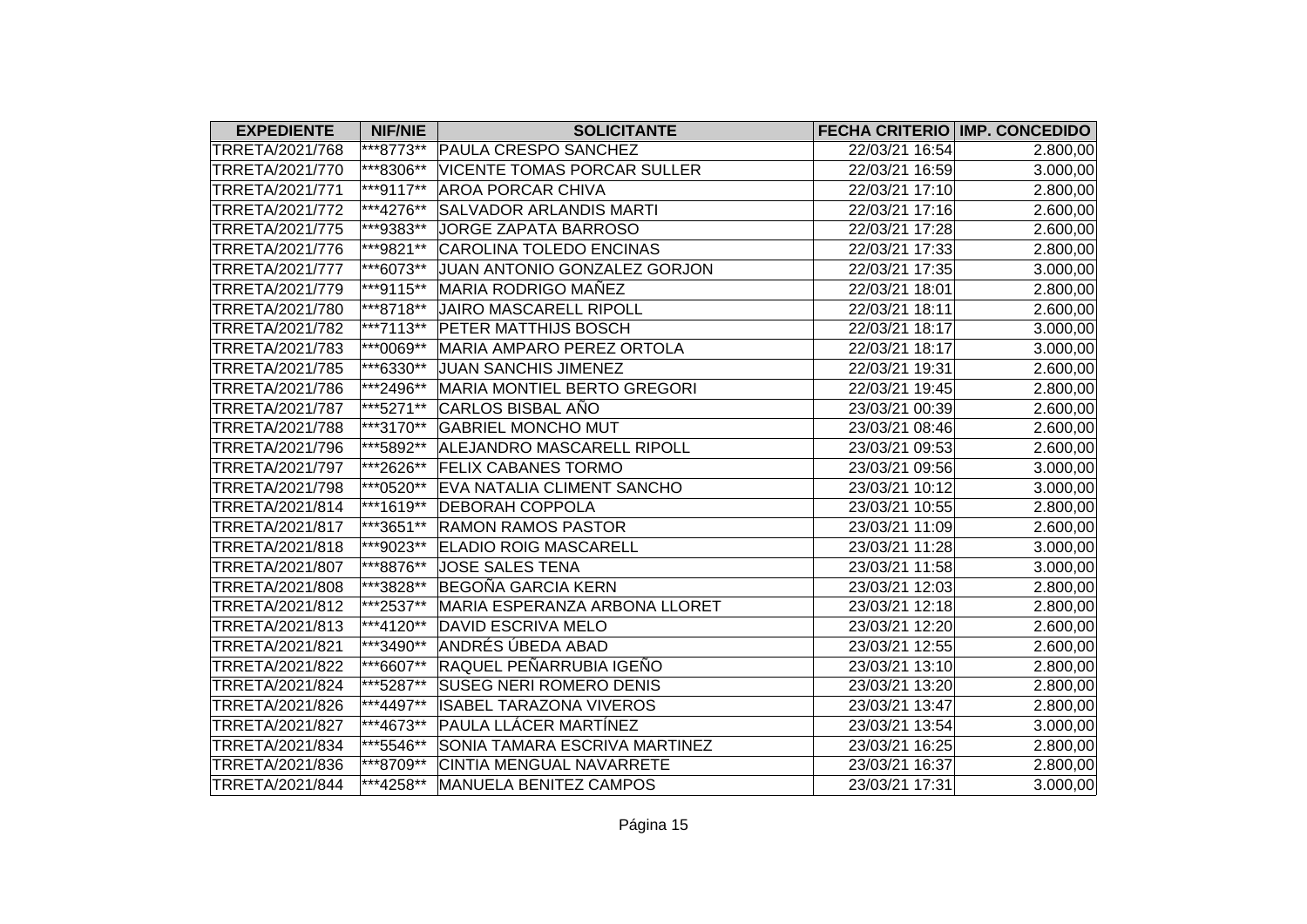| EXPEDIENTE | NIF/NIE | SOLICITANTE | FECHA CRITERIO | IMP. CONCEDIDO |
|---|---|---|---|---|
| TRRETA/2021/768 | ***8773** | PAULA CRESPO SANCHEZ | 22/03/21 16:54 | 2.800,00 |
| TRRETA/2021/770 | ***8306** | VICENTE TOMAS PORCAR SULLER | 22/03/21 16:59 | 3.000,00 |
| TRRETA/2021/771 | ***9117** | AROA PORCAR CHIVA | 22/03/21 17:10 | 2.800,00 |
| TRRETA/2021/772 | ***4276** | SALVADOR ARLANDIS MARTI | 22/03/21 17:16 | 2.600,00 |
| TRRETA/2021/775 | ***9383** | JORGE ZAPATA BARROSO | 22/03/21 17:28 | 2.600,00 |
| TRRETA/2021/776 | ***9821** | CAROLINA TOLEDO ENCINAS | 22/03/21 17:33 | 2.800,00 |
| TRRETA/2021/777 | ***6073** | JUAN ANTONIO GONZALEZ GORJON | 22/03/21 17:35 | 3.000,00 |
| TRRETA/2021/779 | ***9115** | MARIA RODRIGO MAÑEZ | 22/03/21 18:01 | 2.800,00 |
| TRRETA/2021/780 | ***8718** | JAIRO MASCARELL RIPOLL | 22/03/21 18:11 | 2.600,00 |
| TRRETA/2021/782 | ***7113** | PETER MATTHIJS BOSCH | 22/03/21 18:17 | 3.000,00 |
| TRRETA/2021/783 | ***0069** | MARIA AMPARO PEREZ ORTOLA | 22/03/21 18:17 | 3.000,00 |
| TRRETA/2021/785 | ***6330** | JUAN SANCHIS JIMENEZ | 22/03/21 19:31 | 2.600,00 |
| TRRETA/2021/786 | ***2496** | MARIA MONTIEL BERTO GREGORI | 22/03/21 19:45 | 2.800,00 |
| TRRETA/2021/787 | ***5271** | CARLOS BISBAL AÑO | 23/03/21 00:39 | 2.600,00 |
| TRRETA/2021/788 | ***3170** | GABRIEL MONCHO MUT | 23/03/21 08:46 | 2.600,00 |
| TRRETA/2021/796 | ***5892** | ALEJANDRO MASCARELL RIPOLL | 23/03/21 09:53 | 2.600,00 |
| TRRETA/2021/797 | ***2626** | FELIX CABANES TORMO | 23/03/21 09:56 | 3.000,00 |
| TRRETA/2021/798 | ***0520** | EVA NATALIA CLIMENT SANCHO | 23/03/21 10:12 | 3.000,00 |
| TRRETA/2021/814 | ***1619** | DEBORAH COPPOLA | 23/03/21 10:55 | 2.800,00 |
| TRRETA/2021/817 | ***3651** | RAMON RAMOS PASTOR | 23/03/21 11:09 | 2.600,00 |
| TRRETA/2021/818 | ***9023** | ELADIO ROIG MASCARELL | 23/03/21 11:28 | 3.000,00 |
| TRRETA/2021/807 | ***8876** | JOSE SALES TENA | 23/03/21 11:58 | 3.000,00 |
| TRRETA/2021/808 | ***3828** | BEGOÑA GARCIA KERN | 23/03/21 12:03 | 2.800,00 |
| TRRETA/2021/812 | ***2537** | MARIA ESPERANZA ARBONA LLORET | 23/03/21 12:18 | 2.800,00 |
| TRRETA/2021/813 | ***4120** | DAVID ESCRIVA MELO | 23/03/21 12:20 | 2.600,00 |
| TRRETA/2021/821 | ***3490** | ANDRÉS ÚBEDA ABAD | 23/03/21 12:55 | 2.600,00 |
| TRRETA/2021/822 | ***6607** | RAQUEL PEÑARRUBIA IGEÑO | 23/03/21 13:10 | 2.800,00 |
| TRRETA/2021/824 | ***5287** | SUSEG NERI ROMERO DENIS | 23/03/21 13:20 | 2.800,00 |
| TRRETA/2021/826 | ***4497** | ISABEL TARAZONA VIVEROS | 23/03/21 13:47 | 2.800,00 |
| TRRETA/2021/827 | ***4673** | PAULA LLÁCER MARTÍNEZ | 23/03/21 13:54 | 3.000,00 |
| TRRETA/2021/834 | ***5546** | SONIA TAMARA ESCRIVA MARTINEZ | 23/03/21 16:25 | 2.800,00 |
| TRRETA/2021/836 | ***8709** | CINTIA MENGUAL NAVARRETE | 23/03/21 16:37 | 2.800,00 |
| TRRETA/2021/844 | ***4258** | MANUELA BENITEZ CAMPOS | 23/03/21 17:31 | 3.000,00 |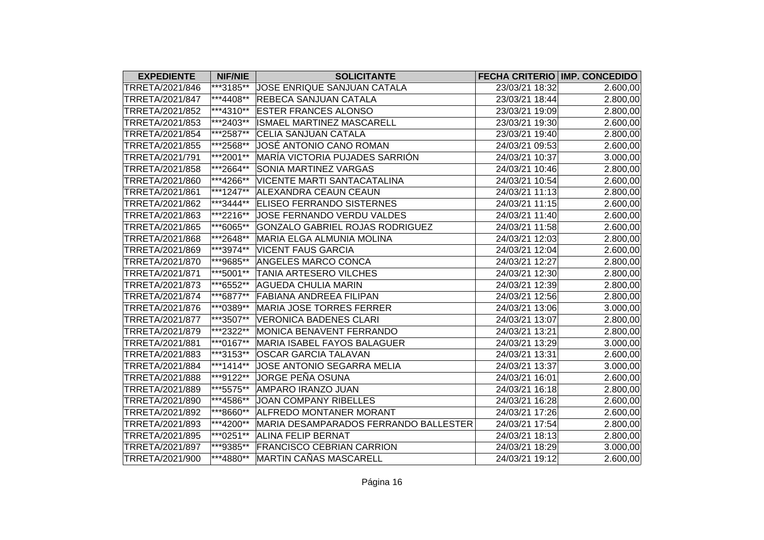| EXPEDIENTE | NIF/NIE | SOLICITANTE | FECHA CRITERIO | IMP. CONCEDIDO |
|---|---|---|---|---|
| TRRETA/2021/846 | ***3185** | JOSE ENRIQUE SANJUAN CATALA | 23/03/21 18:32 | 2.600,00 |
| TRRETA/2021/847 | ***4408** | REBECA SANJUAN CATALA | 23/03/21 18:44 | 2.800,00 |
| TRRETA/2021/852 | ***4310** | ESTER FRANCES ALONSO | 23/03/21 19:09 | 2.800,00 |
| TRRETA/2021/853 | ***2403** | ISMAEL MARTINEZ MASCARELL | 23/03/21 19:30 | 2.600,00 |
| TRRETA/2021/854 | ***2587** | CELIA SANJUAN CATALA | 23/03/21 19:40 | 2.800,00 |
| TRRETA/2021/855 | ***2568** | JOSÉ ANTONIO CANO ROMAN | 24/03/21 09:53 | 2.600,00 |
| TRRETA/2021/791 | ***2001** | MARÍA VICTORIA PUJADES SARRIÓN | 24/03/21 10:37 | 3.000,00 |
| TRRETA/2021/858 | ***2664** | SONIA MARTINEZ VARGAS | 24/03/21 10:46 | 2.800,00 |
| TRRETA/2021/860 | ***4266** | VICENTE MARTI SANTACATALINA | 24/03/21 10:54 | 2.600,00 |
| TRRETA/2021/861 | ***1247** | ALEXANDRA CEAUN CEAUN | 24/03/21 11:13 | 2.800,00 |
| TRRETA/2021/862 | ***3444** | ELISEO FERRANDO SISTERNES | 24/03/21 11:15 | 2.600,00 |
| TRRETA/2021/863 | ***2216** | JOSE FERNANDO VERDU VALDES | 24/03/21 11:40 | 2.600,00 |
| TRRETA/2021/865 | ***6065** | GONZALO GABRIEL ROJAS RODRIGUEZ | 24/03/21 11:58 | 2.600,00 |
| TRRETA/2021/868 | ***2648** | MARIA ELGA ALMUNIA MOLINA | 24/03/21 12:03 | 2.800,00 |
| TRRETA/2021/869 | ***3974** | VICENT FAUS GARCIA | 24/03/21 12:04 | 2.600,00 |
| TRRETA/2021/870 | ***9685** | ANGELES MARCO CONCA | 24/03/21 12:27 | 2.800,00 |
| TRRETA/2021/871 | ***5001** | TANIA ARTESERO VILCHES | 24/03/21 12:30 | 2.800,00 |
| TRRETA/2021/873 | ***6552** | AGUEDA CHULIA MARIN | 24/03/21 12:39 | 2.800,00 |
| TRRETA/2021/874 | ***6877** | FABIANA ANDREEA FILIPAN | 24/03/21 12:56 | 2.800,00 |
| TRRETA/2021/876 | ***0389** | MARIA JOSE TORRES FERRER | 24/03/21 13:06 | 3.000,00 |
| TRRETA/2021/877 | ***3507** | VERONICA BADENES CLARI | 24/03/21 13:07 | 2.800,00 |
| TRRETA/2021/879 | ***2322** | MONICA BENAVENT FERRANDO | 24/03/21 13:21 | 2.800,00 |
| TRRETA/2021/881 | ***0167** | MARIA ISABEL FAYOS BALAGUER | 24/03/21 13:29 | 3.000,00 |
| TRRETA/2021/883 | ***3153** | OSCAR GARCIA TALAVAN | 24/03/21 13:31 | 2.600,00 |
| TRRETA/2021/884 | ***1414** | JOSE ANTONIO SEGARRA MELIA | 24/03/21 13:37 | 3.000,00 |
| TRRETA/2021/888 | ***9122** | JORGE PEÑA OSUNA | 24/03/21 16:01 | 2.600,00 |
| TRRETA/2021/889 | ***5575** | AMPARO IRANZO JUAN | 24/03/21 16:18 | 2.800,00 |
| TRRETA/2021/890 | ***4586** | JOAN COMPANY RIBELLES | 24/03/21 16:28 | 2.600,00 |
| TRRETA/2021/892 | ***8660** | ALFREDO MONTANER MORANT | 24/03/21 17:26 | 2.600,00 |
| TRRETA/2021/893 | ***4200** | MARIA DESAMPARADOS FERRANDO BALLESTER | 24/03/21 17:54 | 2.800,00 |
| TRRETA/2021/895 | ***0251** | ALINA FELIP BERNAT | 24/03/21 18:13 | 2.800,00 |
| TRRETA/2021/897 | ***9385** | FRANCISCO CEBRIAN CARRION | 24/03/21 18:29 | 3.000,00 |
| TRRETA/2021/900 | ***4880** | MARTIN CAÑAS MASCARELL | 24/03/21 19:12 | 2.600,00 |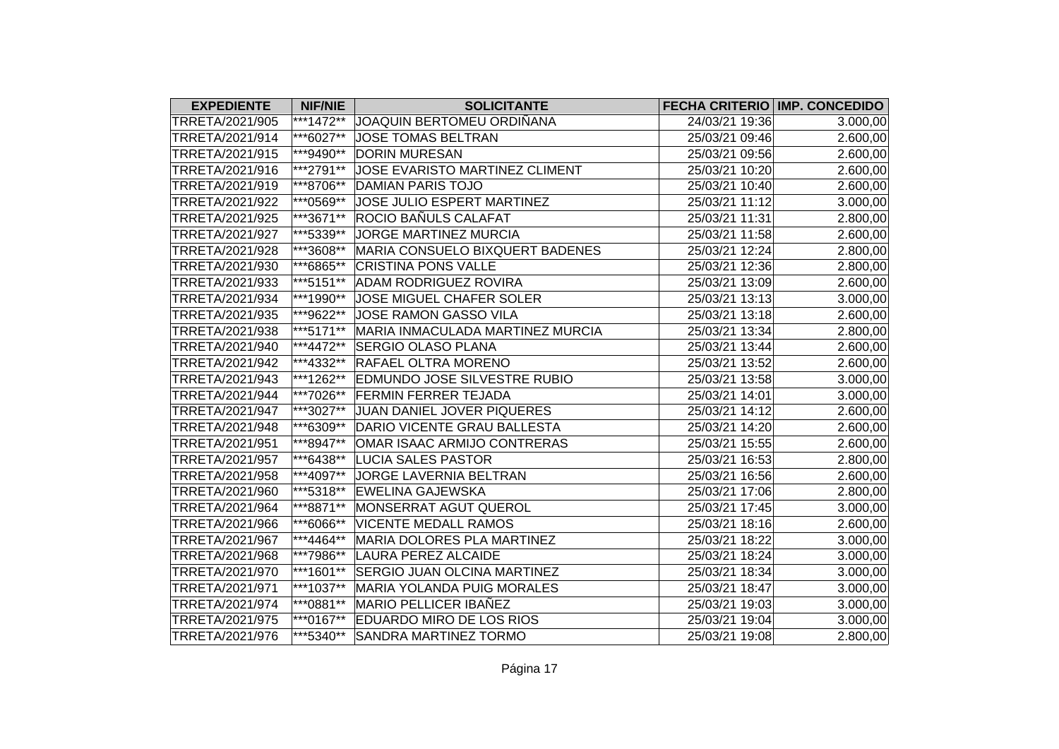| EXPEDIENTE | NIF/NIE | SOLICITANTE | FECHA CRITERIO | IMP. CONCEDIDO |
|---|---|---|---|---|
| TRRETA/2021/905 | ***1472** | JOAQUIN BERTOMEU ORDIÑANA | 24/03/21 19:36 | 3.000,00 |
| TRRETA/2021/914 | ***6027** | JOSE TOMAS BELTRAN | 25/03/21 09:46 | 2.600,00 |
| TRRETA/2021/915 | ***9490** | DORIN MURESAN | 25/03/21 09:56 | 2.600,00 |
| TRRETA/2021/916 | ***2791** | JOSE EVARISTO MARTINEZ CLIMENT | 25/03/21 10:20 | 2.600,00 |
| TRRETA/2021/919 | ***8706** | DAMIAN PARIS TOJO | 25/03/21 10:40 | 2.600,00 |
| TRRETA/2021/922 | ***0569** | JOSE JULIO ESPERT MARTINEZ | 25/03/21 11:12 | 3.000,00 |
| TRRETA/2021/925 | ***3671** | ROCIO BAÑULS CALAFAT | 25/03/21 11:31 | 2.800,00 |
| TRRETA/2021/927 | ***5339** | JORGE MARTINEZ MURCIA | 25/03/21 11:58 | 2.600,00 |
| TRRETA/2021/928 | ***3608** | MARIA CONSUELO BIXQUERT BADENES | 25/03/21 12:24 | 2.800,00 |
| TRRETA/2021/930 | ***6865** | CRISTINA PONS VALLE | 25/03/21 12:36 | 2.800,00 |
| TRRETA/2021/933 | ***5151** | ADAM RODRIGUEZ ROVIRA | 25/03/21 13:09 | 2.600,00 |
| TRRETA/2021/934 | ***1990** | JOSE MIGUEL CHAFER SOLER | 25/03/21 13:13 | 3.000,00 |
| TRRETA/2021/935 | ***9622** | JOSE RAMON GASSO VILA | 25/03/21 13:18 | 2.600,00 |
| TRRETA/2021/938 | ***5171** | MARIA INMACULADA MARTINEZ MURCIA | 25/03/21 13:34 | 2.800,00 |
| TRRETA/2021/940 | ***4472** | SERGIO OLASO PLANA | 25/03/21 13:44 | 2.600,00 |
| TRRETA/2021/942 | ***4332** | RAFAEL OLTRA MORENO | 25/03/21 13:52 | 2.600,00 |
| TRRETA/2021/943 | ***1262** | EDMUNDO JOSE SILVESTRE RUBIO | 25/03/21 13:58 | 3.000,00 |
| TRRETA/2021/944 | ***7026** | FERMIN FERRER TEJADA | 25/03/21 14:01 | 3.000,00 |
| TRRETA/2021/947 | ***3027** | JUAN DANIEL JOVER PIQUERES | 25/03/21 14:12 | 2.600,00 |
| TRRETA/2021/948 | ***6309** | DARIO VICENTE GRAU BALLESTA | 25/03/21 14:20 | 2.600,00 |
| TRRETA/2021/951 | ***8947** | OMAR ISAAC ARMIJO CONTRERAS | 25/03/21 15:55 | 2.600,00 |
| TRRETA/2021/957 | ***6438** | LUCIA SALES PASTOR | 25/03/21 16:53 | 2.800,00 |
| TRRETA/2021/958 | ***4097** | JORGE LAVERNIA BELTRAN | 25/03/21 16:56 | 2.600,00 |
| TRRETA/2021/960 | ***5318** | EWELINA GAJEWSKA | 25/03/21 17:06 | 2.800,00 |
| TRRETA/2021/964 | ***8871** | MONSERRAT AGUT QUEROL | 25/03/21 17:45 | 3.000,00 |
| TRRETA/2021/966 | ***6066** | VICENTE MEDALL RAMOS | 25/03/21 18:16 | 2.600,00 |
| TRRETA/2021/967 | ***4464** | MARIA DOLORES PLA MARTINEZ | 25/03/21 18:22 | 3.000,00 |
| TRRETA/2021/968 | ***7986** | LAURA PEREZ ALCAIDE | 25/03/21 18:24 | 3.000,00 |
| TRRETA/2021/970 | ***1601** | SERGIO JUAN OLCINA MARTINEZ | 25/03/21 18:34 | 3.000,00 |
| TRRETA/2021/971 | ***1037** | MARIA YOLANDA PUIG MORALES | 25/03/21 18:47 | 3.000,00 |
| TRRETA/2021/974 | ***0881** | MARIO PELLICER IBAÑEZ | 25/03/21 19:03 | 3.000,00 |
| TRRETA/2021/975 | ***0167** | EDUARDO MIRO DE LOS RIOS | 25/03/21 19:04 | 3.000,00 |
| TRRETA/2021/976 | ***5340** | SANDRA MARTINEZ TORMO | 25/03/21 19:08 | 2.800,00 |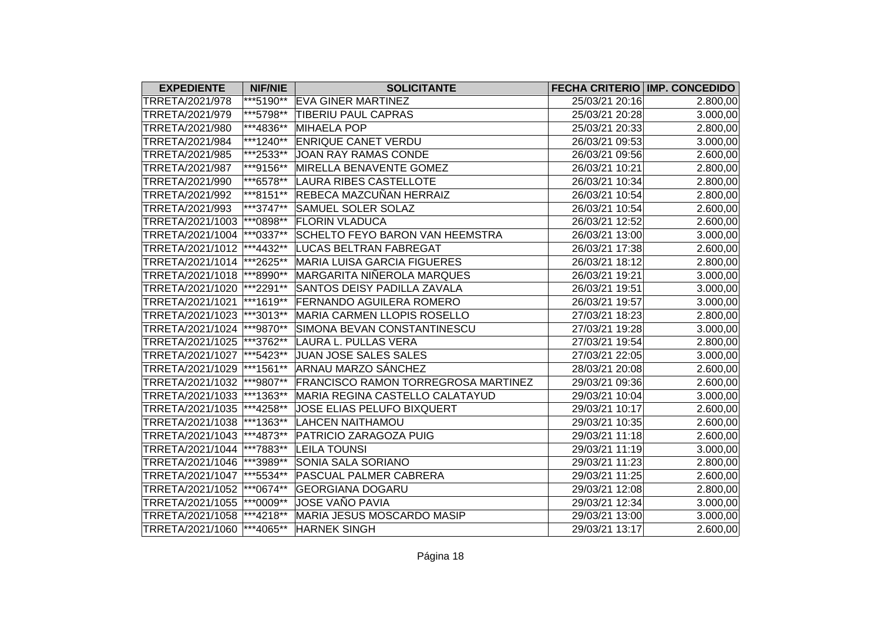| EXPEDIENTE | NIF/NIE | SOLICITANTE | FECHA CRITERIO | IMP. CONCEDIDO |
|---|---|---|---|---|
| TRRETA/2021/978 | ***5190** | EVA GINER MARTINEZ | 25/03/21 20:16 | 2.800,00 |
| TRRETA/2021/979 | ***5798** | TIBERIU PAUL CAPRAS | 25/03/21 20:28 | 3.000,00 |
| TRRETA/2021/980 | ***4836** | MIHAELA POP | 25/03/21 20:33 | 2.800,00 |
| TRRETA/2021/984 | ***1240** | ENRIQUE CANET VERDU | 26/03/21 09:53 | 3.000,00 |
| TRRETA/2021/985 | ***2533** | JOAN RAY RAMAS CONDE | 26/03/21 09:56 | 2.600,00 |
| TRRETA/2021/987 | ***9156** | MIRELLA BENAVENTE GOMEZ | 26/03/21 10:21 | 2.800,00 |
| TRRETA/2021/990 | ***6578** | LAURA RIBES CASTELLOTE | 26/03/21 10:34 | 2.800,00 |
| TRRETA/2021/992 | ***8151** | REBECA MAZCUÑAN HERRAIZ | 26/03/21 10:54 | 2.800,00 |
| TRRETA/2021/993 | ***3747** | SAMUEL SOLER SOLAZ | 26/03/21 10:54 | 2.600,00 |
| TRRETA/2021/1003 | ***0898** | FLORIN VLADUCA | 26/03/21 12:52 | 2.600,00 |
| TRRETA/2021/1004 | ***0337** | SCHELTO FEYO BARON VAN HEEMSTRA | 26/03/21 13:00 | 3.000,00 |
| TRRETA/2021/1012 | ***4432** | LUCAS BELTRAN FABREGAT | 26/03/21 17:38 | 2.600,00 |
| TRRETA/2021/1014 | ***2625** | MARIA LUISA GARCIA FIGUERES | 26/03/21 18:12 | 2.800,00 |
| TRRETA/2021/1018 | ***8990** | MARGARITA NIÑEROLA MARQUES | 26/03/21 19:21 | 3.000,00 |
| TRRETA/2021/1020 | ***2291** | SANTOS DEISY PADILLA ZAVALA | 26/03/21 19:51 | 3.000,00 |
| TRRETA/2021/1021 | ***1619** | FERNANDO AGUILERA ROMERO | 26/03/21 19:57 | 3.000,00 |
| TRRETA/2021/1023 | ***3013** | MARIA CARMEN LLOPIS ROSELLO | 27/03/21 18:23 | 2.800,00 |
| TRRETA/2021/1024 | ***9870** | SIMONA BEVAN CONSTANTINESCU | 27/03/21 19:28 | 3.000,00 |
| TRRETA/2021/1025 | ***3762** | LAURA L. PULLAS VERA | 27/03/21 19:54 | 2.800,00 |
| TRRETA/2021/1027 | ***5423** | JUAN JOSE SALES SALES | 27/03/21 22:05 | 3.000,00 |
| TRRETA/2021/1029 | ***1561** | ARNAU MARZO SÁNCHEZ | 28/03/21 20:08 | 2.600,00 |
| TRRETA/2021/1032 | ***9807** | FRANCISCO RAMON TORREGROSA MARTINEZ | 29/03/21 09:36 | 2.600,00 |
| TRRETA/2021/1033 | ***1363** | MARIA REGINA CASTELLO CALATAYUD | 29/03/21 10:04 | 3.000,00 |
| TRRETA/2021/1035 | ***4258** | JOSE ELIAS PELUFO BIXQUERT | 29/03/21 10:17 | 2.600,00 |
| TRRETA/2021/1038 | ***1363** | LAHCEN NAITHAMOU | 29/03/21 10:35 | 2.600,00 |
| TRRETA/2021/1043 | ***4873** | PATRICIO ZARAGOZA PUIG | 29/03/21 11:18 | 2.600,00 |
| TRRETA/2021/1044 | ***7883** | LEILA TOUNSI | 29/03/21 11:19 | 3.000,00 |
| TRRETA/2021/1046 | ***3989** | SONIA SALA SORIANO | 29/03/21 11:23 | 2.800,00 |
| TRRETA/2021/1047 | ***5534** | PASCUAL PALMER CABRERA | 29/03/21 11:25 | 2.600,00 |
| TRRETA/2021/1052 | ***0674** | GEORGIANA DOGARU | 29/03/21 12:08 | 2.800,00 |
| TRRETA/2021/1055 | ***0009** | JOSE VAÑO PAVIA | 29/03/21 12:34 | 3.000,00 |
| TRRETA/2021/1058 | ***4218** | MARIA JESUS MOSCARDO MASIP | 29/03/21 13:00 | 3.000,00 |
| TRRETA/2021/1060 | ***4065** | HARNEK SINGH | 29/03/21 13:17 | 2.600,00 |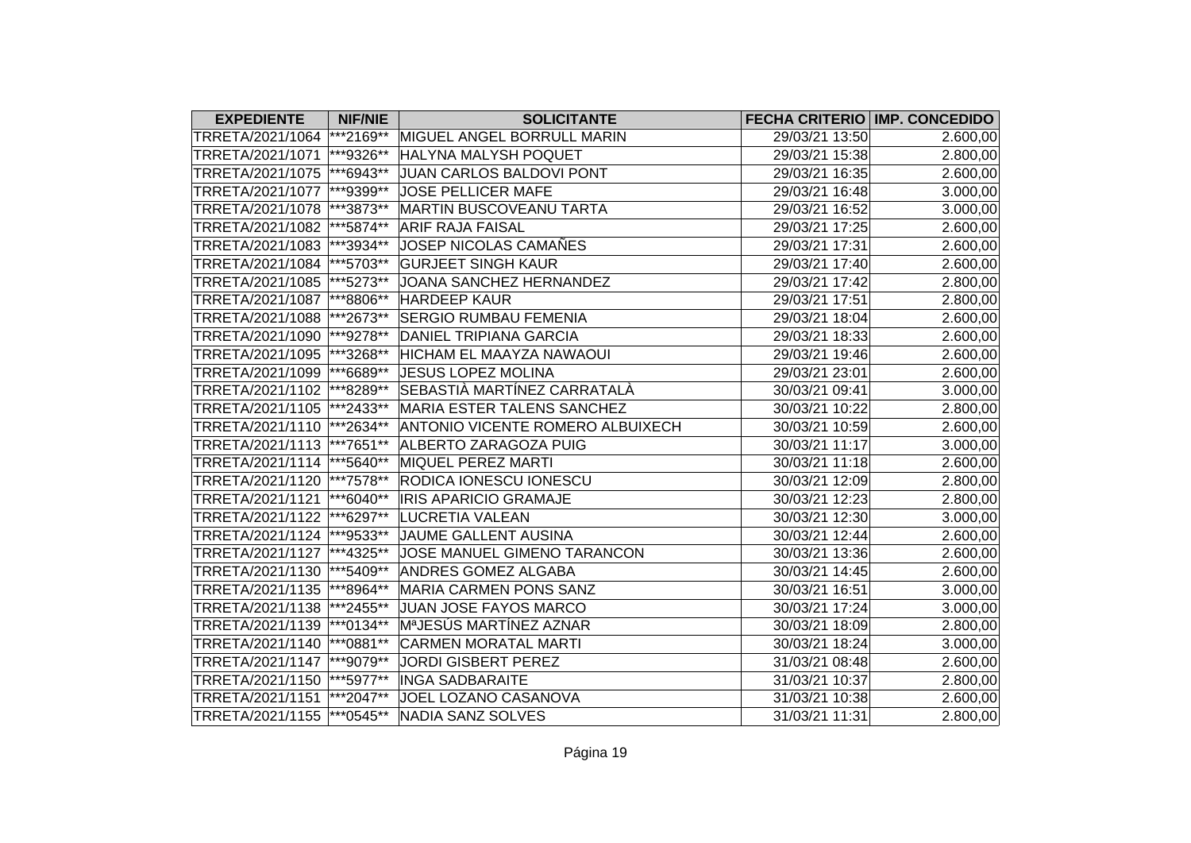| EXPEDIENTE | NIF/NIE | SOLICITANTE | FECHA CRITERIO | IMP. CONCEDIDO |
|---|---|---|---|---|
| TRRETA/2021/1064 | ***2169** | MIGUEL ANGEL BORRULL MARIN | 29/03/21 13:50 | 2.600,00 |
| TRRETA/2021/1071 | ***9326** | HALYNA MALYSH POQUET | 29/03/21 15:38 | 2.800,00 |
| TRRETA/2021/1075 | ***6943** | JUAN CARLOS BALDOVI PONT | 29/03/21 16:35 | 2.600,00 |
| TRRETA/2021/1077 | ***9399** | JOSE PELLICER MAFE | 29/03/21 16:48 | 3.000,00 |
| TRRETA/2021/1078 | ***3873** | MARTIN BUSCOVEANU TARTA | 29/03/21 16:52 | 3.000,00 |
| TRRETA/2021/1082 | ***5874** | ARIF RAJA FAISAL | 29/03/21 17:25 | 2.600,00 |
| TRRETA/2021/1083 | ***3934** | JOSEP NICOLAS CAMAÑES | 29/03/21 17:31 | 2.600,00 |
| TRRETA/2021/1084 | ***5703** | GURJEET SINGH KAUR | 29/03/21 17:40 | 2.600,00 |
| TRRETA/2021/1085 | ***5273** | JOANA SANCHEZ HERNANDEZ | 29/03/21 17:42 | 2.800,00 |
| TRRETA/2021/1087 | ***8806** | HARDEEP KAUR | 29/03/21 17:51 | 2.800,00 |
| TRRETA/2021/1088 | ***2673** | SERGIO RUMBAU FEMENIA | 29/03/21 18:04 | 2.600,00 |
| TRRETA/2021/1090 | ***9278** | DANIEL TRIPIANA GARCIA | 29/03/21 18:33 | 2.600,00 |
| TRRETA/2021/1095 | ***3268** | HICHAM EL MAAYZA NAWAOUI | 29/03/21 19:46 | 2.600,00 |
| TRRETA/2021/1099 | ***6689** | JESUS LOPEZ MOLINA | 29/03/21 23:01 | 2.600,00 |
| TRRETA/2021/1102 | ***8289** | SEBASTIÀ MARTÍNEZ CARRATALÀ | 30/03/21 09:41 | 3.000,00 |
| TRRETA/2021/1105 | ***2433** | MARIA ESTER TALENS SANCHEZ | 30/03/21 10:22 | 2.800,00 |
| TRRETA/2021/1110 | ***2634** | ANTONIO VICENTE ROMERO ALBUIXECH | 30/03/21 10:59 | 2.600,00 |
| TRRETA/2021/1113 | ***7651** | ALBERTO ZARAGOZA PUIG | 30/03/21 11:17 | 3.000,00 |
| TRRETA/2021/1114 | ***5640** | MIQUEL PEREZ MARTI | 30/03/21 11:18 | 2.600,00 |
| TRRETA/2021/1120 | ***7578** | RODICA IONESCU IONESCU | 30/03/21 12:09 | 2.800,00 |
| TRRETA/2021/1121 | ***6040** | IRIS APARICIO GRAMAJE | 30/03/21 12:23 | 2.800,00 |
| TRRETA/2021/1122 | ***6297** | LUCRETIA VALEAN | 30/03/21 12:30 | 3.000,00 |
| TRRETA/2021/1124 | ***9533** | JAUME GALLENT AUSINA | 30/03/21 12:44 | 2.600,00 |
| TRRETA/2021/1127 | ***4325** | JOSE MANUEL GIMENO TARANCON | 30/03/21 13:36 | 2.600,00 |
| TRRETA/2021/1130 | ***5409** | ANDRES GOMEZ ALGABA | 30/03/21 14:45 | 2.600,00 |
| TRRETA/2021/1135 | ***8964** | MARIA CARMEN PONS SANZ | 30/03/21 16:51 | 3.000,00 |
| TRRETA/2021/1138 | ***2455** | JUAN JOSE FAYOS MARCO | 30/03/21 17:24 | 3.000,00 |
| TRRETA/2021/1139 | ***0134** | MªJESÚS MARTÍNEZ AZNAR | 30/03/21 18:09 | 2.800,00 |
| TRRETA/2021/1140 | ***0881** | CARMEN MORATAL MARTI | 30/03/21 18:24 | 3.000,00 |
| TRRETA/2021/1147 | ***9079** | JORDI GISBERT PEREZ | 31/03/21 08:48 | 2.600,00 |
| TRRETA/2021/1150 | ***5977** | INGA SADBARAITE | 31/03/21 10:37 | 2.800,00 |
| TRRETA/2021/1151 | ***2047** | JOEL LOZANO CASANOVA | 31/03/21 10:38 | 2.600,00 |
| TRRETA/2021/1155 | ***0545** | NADIA SANZ SOLVES | 31/03/21 11:31 | 2.800,00 |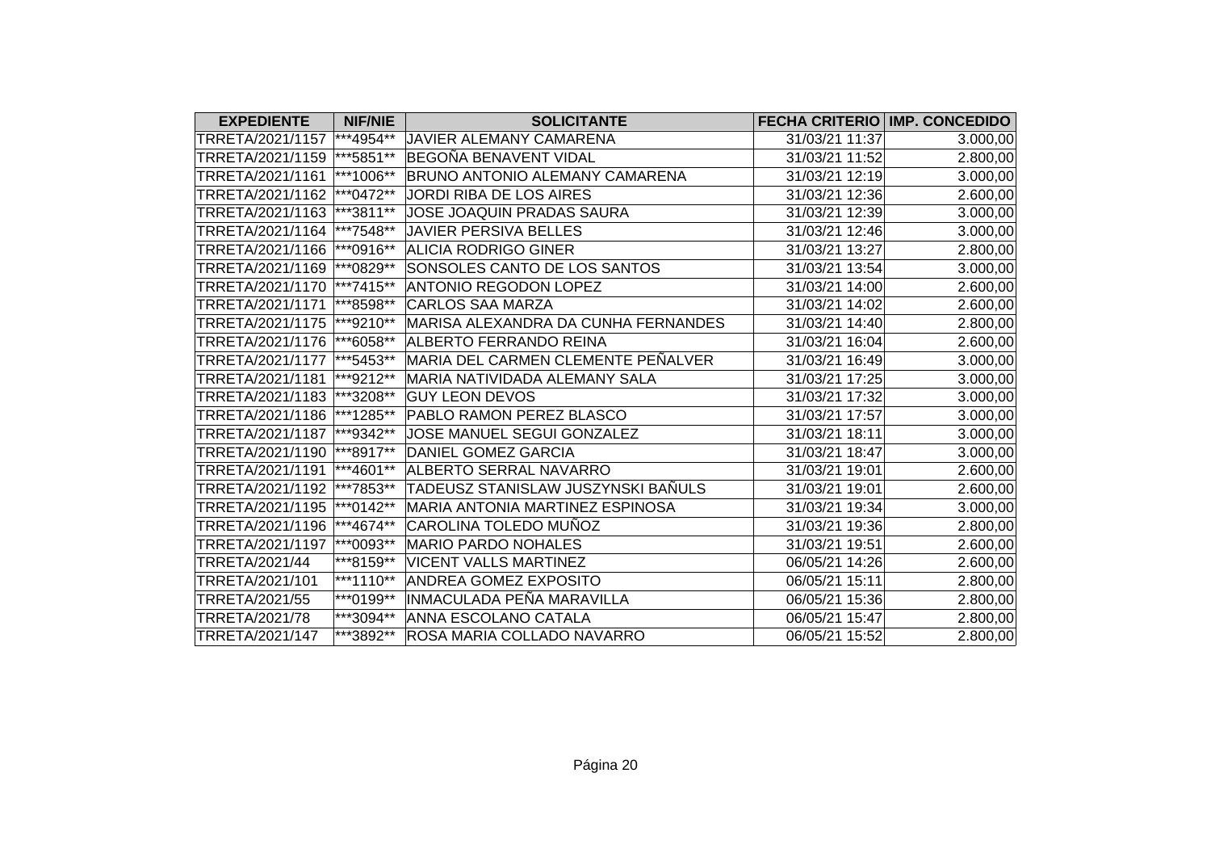| EXPEDIENTE | NIF/NIE | SOLICITANTE | FECHA CRITERIO | IMP. CONCEDIDO |
|---|---|---|---|---|
| TRRETA/2021/1157 | ***4954** | JAVIER ALEMANY CAMARENA | 31/03/21 11:37 | 3.000,00 |
| TRRETA/2021/1159 | ***5851** | BEGOÑA BENAVENT VIDAL | 31/03/21 11:52 | 2.800,00 |
| TRRETA/2021/1161 | ***1006** | BRUNO ANTONIO ALEMANY CAMARENA | 31/03/21 12:19 | 3.000,00 |
| TRRETA/2021/1162 | ***0472** | JORDI RIBA DE LOS AIRES | 31/03/21 12:36 | 2.600,00 |
| TRRETA/2021/1163 | ***3811** | JOSE JOAQUIN PRADAS SAURA | 31/03/21 12:39 | 3.000,00 |
| TRRETA/2021/1164 | ***7548** | JAVIER PERSIVA BELLES | 31/03/21 12:46 | 3.000,00 |
| TRRETA/2021/1166 | ***0916** | ALICIA RODRIGO GINER | 31/03/21 13:27 | 2.800,00 |
| TRRETA/2021/1169 | ***0829** | SONSOLES CANTO DE LOS SANTOS | 31/03/21 13:54 | 3.000,00 |
| TRRETA/2021/1170 | ***7415** | ANTONIO REGODON LOPEZ | 31/03/21 14:00 | 2.600,00 |
| TRRETA/2021/1171 | ***8598** | CARLOS SAA MARZA | 31/03/21 14:02 | 2.600,00 |
| TRRETA/2021/1175 | ***9210** | MARISA ALEXANDRA DA CUNHA FERNANDES | 31/03/21 14:40 | 2.800,00 |
| TRRETA/2021/1176 | ***6058** | ALBERTO FERRANDO REINA | 31/03/21 16:04 | 2.600,00 |
| TRRETA/2021/1177 | ***5453** | MARIA DEL CARMEN CLEMENTE PEÑALVER | 31/03/21 16:49 | 3.000,00 |
| TRRETA/2021/1181 | ***9212** | MARIA NATIVIDADA ALEMANY SALA | 31/03/21 17:25 | 3.000,00 |
| TRRETA/2021/1183 | ***3208** | GUY LEON DEVOS | 31/03/21 17:32 | 3.000,00 |
| TRRETA/2021/1186 | ***1285** | PABLO RAMON PEREZ BLASCO | 31/03/21 17:57 | 3.000,00 |
| TRRETA/2021/1187 | ***9342** | JOSE MANUEL SEGUI GONZALEZ | 31/03/21 18:11 | 3.000,00 |
| TRRETA/2021/1190 | ***8917** | DANIEL GOMEZ GARCIA | 31/03/21 18:47 | 3.000,00 |
| TRRETA/2021/1191 | ***4601** | ALBERTO SERRAL NAVARRO | 31/03/21 19:01 | 2.600,00 |
| TRRETA/2021/1192 | ***7853** | TADEUSZ STANISLAW JUSZYNSKI BAÑULS | 31/03/21 19:01 | 2.600,00 |
| TRRETA/2021/1195 | ***0142** | MARIA ANTONIA MARTINEZ ESPINOSA | 31/03/21 19:34 | 3.000,00 |
| TRRETA/2021/1196 | ***4674** | CAROLINA TOLEDO MUÑOZ | 31/03/21 19:36 | 2.800,00 |
| TRRETA/2021/1197 | ***0093** | MARIO PARDO NOHALES | 31/03/21 19:51 | 2.600,00 |
| TRRETA/2021/44 | ***8159** | VICENT VALLS MARTINEZ | 06/05/21 14:26 | 2.600,00 |
| TRRETA/2021/101 | ***1110** | ANDREA GOMEZ EXPOSITO | 06/05/21 15:11 | 2.800,00 |
| TRRETA/2021/55 | ***0199** | INMACULADA PEÑA MARAVILLA | 06/05/21 15:36 | 2.800,00 |
| TRRETA/2021/78 | ***3094** | ANNA ESCOLANO CATALA | 06/05/21 15:47 | 2.800,00 |
| TRRETA/2021/147 | ***3892** | ROSA MARIA COLLADO NAVARRO | 06/05/21 15:52 | 2.800,00 |